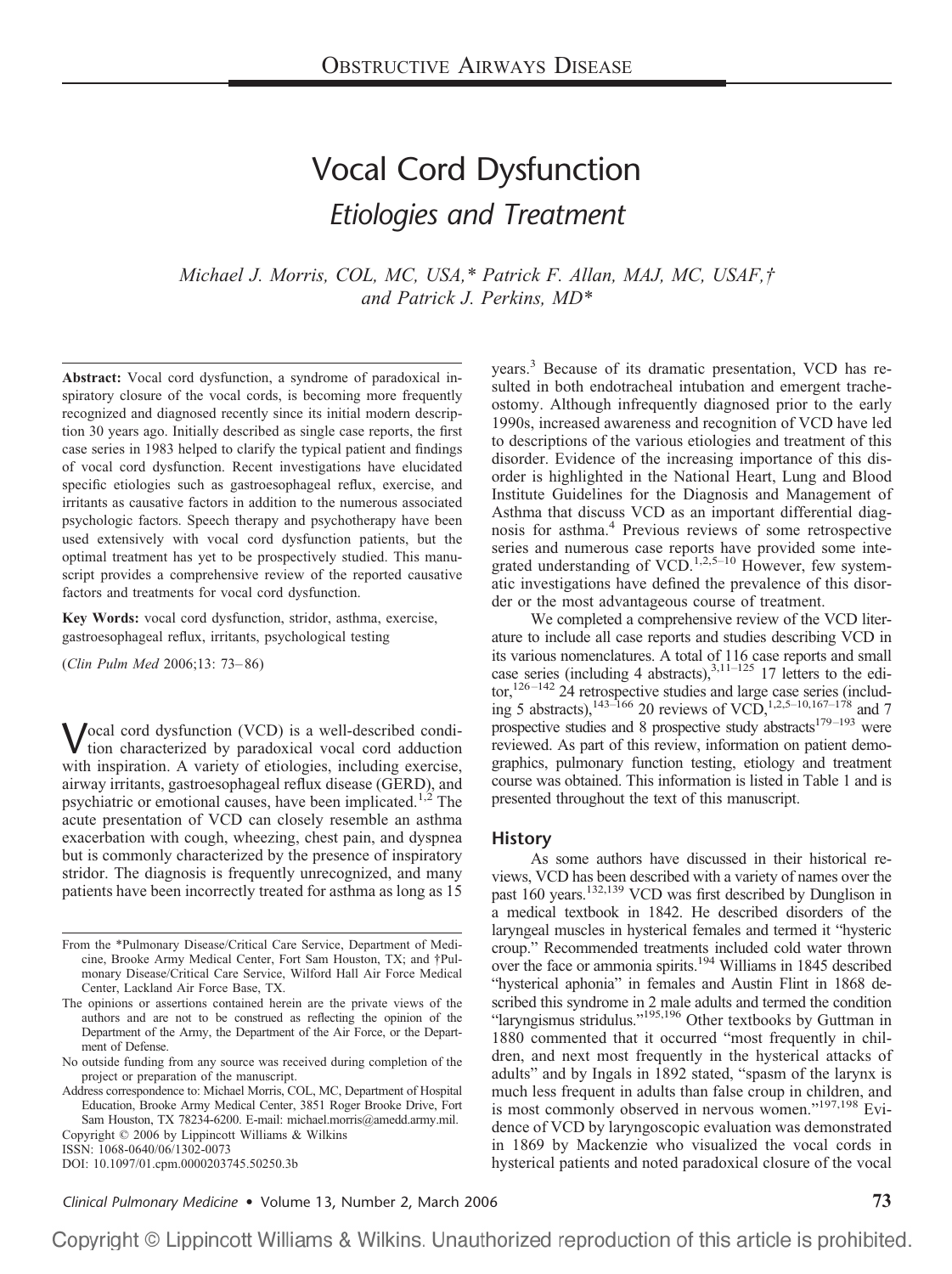# Vocal Cord Dysfunction

## *Etiologies and Treatment*

*Michael J. Morris, COL, MC, USA,\* Patrick F. Allan, MAJ, MC, USAF,† and Patrick J. Perkins, MD\**

**Abstract:** Vocal cord dysfunction, a syndrome of paradoxical inspiratory closure of the vocal cords, is becoming more frequently recognized and diagnosed recently since its initial modern description 30 years ago. Initially described as single case reports, the first case series in 1983 helped to clarify the typical patient and findings of vocal cord dysfunction. Recent investigations have elucidated specific etiologies such as gastroesophageal reflux, exercise, and irritants as causative factors in addition to the numerous associated psychologic factors. Speech therapy and psychotherapy have been used extensively with vocal cord dysfunction patients, but the optimal treatment has yet to be prospectively studied. This manuscript provides a comprehensive review of the reported causative factors and treatments for vocal cord dysfunction.

**Key Words:** vocal cord dysfunction, stridor, asthma, exercise, gastroesophageal reflux, irritants, psychological testing

(*Clin Pulm Med* 2006;13: 73–86)

Vocal cord dysfunction (VCD) is a well-described condition characterized by paradoxical vocal cord adduction with inspiration. A variety of etiologies, including exercise, airway irritants, gastroesophageal reflux disease (GERD), and psychiatric or emotional causes, have been implicated.[1,2] The acute presentation of VCD can closely resemble an asthma exacerbation with cough, wheezing, chest pain, and dyspnea but is commonly characterized by the presence of inspiratory stridor. The diagnosis is frequently unrecognized, and many patients have been incorrectly treated for asthma as long as 15 years.[3] Because of its dramatic presentation, VCD has resulted in both endotracheal intubation and emergent tracheostomy. Although infrequently diagnosed prior to the early 1990s, increased awareness and recognition of VCD have led to descriptions of the various etiologies and treatment of this disorder. Evidence of the increasing importance of this disorder is highlighted in the National Heart, Lung and Blood Institute Guidelines for the Diagnosis and Management of Asthma that discuss VCD as an important differential diagnosis for asthma.[4] Previous reviews of some retrospective series and numerous case reports have provided some integrated understanding of VCD.[1,2,5–10] However, few systematic investigations have defined the prevalence of this disorder or the most advantageous course of treatment.

We completed a comprehensive review of the VCD literature to include all case reports and studies describing VCD in its various nomenclatures. A total of 116 case reports and small case series (including 4 abstracts),[3,11–125] 17 letters to the editor,[126–142] 24 retrospective studies and large case series (including 5 abstracts),[143–166] 20 reviews of VCD,[1,2,5–10,167–178] and 7 prospective studies and 8 prospective study abstracts[179–193] were reviewed. As part of this review, information on patient demographics, pulmonary function testing, etiology and treatment course was obtained. This information is listed in Table 1 and is presented throughout the text of this manuscript.

## History

As some authors have discussed in their historical reviews, VCD has been described with a variety of names over the past 160 years.[132,139] VCD was first described by Dunglison in a medical textbook in 1842. He described disorders of the laryngeal muscles in hysterical females and termed it "hysteric croup." Recommended treatments included cold water thrown over the face or ammonia spirits.[194] Williams in 1845 described "hysterical aphonia" in females and Austin Flint in 1868 described this syndrome in 2 male adults and termed the condition "laryngismus stridulus."[195,196] Other textbooks by Guttman in 1880 commented that it occurred "most frequently in children, and next most frequently in the hysterical attacks of adults" and by Ingals in 1892 stated, "spasm of the larynx is much less frequent in adults than false croup in children, and is most commonly observed in nervous women."[197,198] Evidence of VCD by laryngoscopic evaluation was demonstrated in 1869 by Mackenzie who visualized the vocal cords in hysterical patients and noted paradoxical closure of the vocal

---

From the \*Pulmonary Disease/Critical Care Service, Department of Medicine, Brooke Army Medical Center, Fort Sam Houston, TX; and †Pulmonary Disease/Critical Care Service, Wilford Hall Air Force Medical Center, Lackland Air Force Base, TX.

The opinions or assertions contained herein are the private views of the authors and are not to be construed as reflecting the opinion of the Department of the Army, the Department of the Air Force, or the Department of Defense.

No outside funding from any source was received during completion of the project or preparation of the manuscript.

Address correspondence to: Michael Morris, COL, MC, Department of Hospital Education, Brooke Army Medical Center, 3851 Roger Brooke Drive, Fort Sam Houston, TX 78234-6200. E-mail: michael.morris@amedd.army.mil.

Copyright © 2006 by Lippincott Williams & Wilkins

ISSN: 1068-0640/06/1302-0073

DOI: 10.1097/01.cpm.0000203745.50250.3b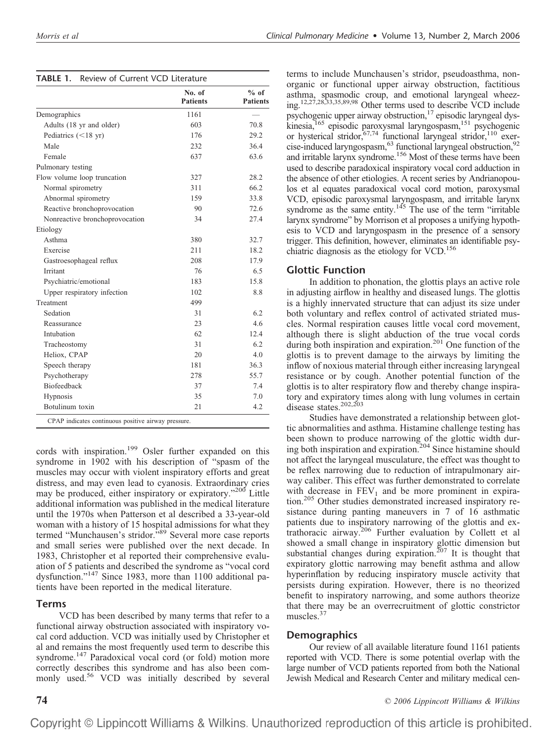**TABLE 1.** Review of Current VCD Literature

| | No. of Patients | % of Patients |
|---|---|---|
| Demographics | 1161 | — |
| Adults (18 yr and older) | 603 | 70.8 |
| Pediatrics (<18 yr) | 176 | 29.2 |
| Male | 232 | 36.4 |
| Female | 637 | 63.6 |
| Pulmonary testing | | |
| Flow volume loop truncation | 327 | 28.2 |
| Normal spirometry | 311 | 66.2 |
| Abnormal spirometry | 159 | 33.8 |
| Reactive bronchoprovocation | 90 | 72.6 |
| Nonreactive bronchoprovocation | 34 | 27.4 |
| Etiology | | |
| Asthma | 380 | 32.7 |
| Exercise | 211 | 18.2 |
| Gastroesophageal reflux | 208 | 17.9 |
| Irritant | 76 | 6.5 |
| Psychiatric/emotional | 183 | 15.8 |
| Upper respiratory infection | 102 | 8.8 |
| Treatment | 499 | |
| Sedation | 31 | 6.2 |
| Reassurance | 23 | 4.6 |
| Intubation | 62 | 12.4 |
| Tracheostomy | 31 | 6.2 |
| Heliox, CPAP | 20 | 4.0 |
| Speech therapy | 181 | 36.3 |
| Psychotherapy | 278 | 55.7 |
| Biofeedback | 37 | 7.4 |
| Hypnosis | 35 | 7.0 |
| Botulinum toxin | 21 | 4.2 |

CPAP indicates continuous positive airway pressure.

cords with inspiration.[199] Osler further expanded on this syndrome in 1902 with his description of "spasm of the muscles may occur with violent inspiratory efforts and great distress, and may even lead to cyanosis. Extraordinary cries may be produced, either inspiratory or expiratory."[200] Little additional information was published in the medical literature until the 1970s when Patterson et al described a 33-year-old woman with a history of 15 hospital admissions for what they termed "Munchausen's stridor."[89] Several more case reports and small series were published over the next decade. In 1983, Christopher et al reported their comprehensive evaluation of 5 patients and described the syndrome as "vocal cord dysfunction."[147] Since 1983, more than 1100 additional patients have been reported in the medical literature.

## Terms

VCD has been described by many terms that refer to a functional airway obstruction associated with inspiratory vocal cord adduction. VCD was initially used by Christopher et al and remains the most frequently used term to describe this syndrome.[147] Paradoxical vocal cord (or fold) motion more correctly describes this syndrome and has also been commonly used.[56] VCD was initially described by several terms to include Munchausen's stridor, pseudoasthma, nonorganic or functional upper airway obstruction, factitious asthma, spasmodic croup, and emotional laryngeal wheezing.[12,27,28,33,35,89,98] Other terms used to describe VCD include psychogenic upper airway obstruction,[17] episodic laryngeal dyskinesia,[165] episodic paroxysmal laryngospasm,[151] psychogenic or hysterical stridor,[67,74] functional laryngeal stridor,[110] exercise-induced laryngospasm,[63] functional laryngeal obstruction,[92] and irritable larynx syndrome.[156] Most of these terms have been used to describe paradoxical inspiratory vocal cord adduction in the absence of other etiologies. A recent series by Andrianopoulos et al equates paradoxical vocal cord motion, paroxysmal VCD, episodic paroxysmal laryngospasm, and irritable larynx syndrome as the same entity.[145] The use of the term "irritable larynx syndrome" by Morrison et al proposes a unifying hypothesis to VCD and laryngospasm in the presence of a sensory trigger. This definition, however, eliminates an identifiable psychiatric diagnosis as the etiology for VCD.[156]

## Glottic Function

In addition to phonation, the glottis plays an active role in adjusting airflow in healthy and diseased lungs. The glottis is a highly innervated structure that can adjust its size under both voluntary and reflex control of activated striated muscles. Normal respiration causes little vocal cord movement, although there is slight abduction of the true vocal cords during both inspiration and expiration.[201] One function of the glottis is to prevent damage to the airways by limiting the inflow of noxious material through either increasing laryngeal resistance or by cough. Another potential function of the glottis is to alter respiratory flow and thereby change inspiratory and expiratory times along with lung volumes in certain disease states.[202,203]

Studies have demonstrated a relationship between glottic abnormalities and asthma. Histamine challenge testing has been shown to produce narrowing of the glottic width during both inspiration and expiration.[204] Since histamine should not affect the laryngeal musculature, the effect was thought to be reflex narrowing due to reduction of intrapulmonary airway caliber. This effect was further demonstrated to correlate with decrease in $FEV_1$ and be more prominent in expiration.[205] Other studies demonstrated increased inspiratory resistance during panting maneuvers in 7 of 16 asthmatic patients due to inspiratory narrowing of the glottis and extrathoracic airway.[206] Further evaluation by Collett et al showed a small change in inspiratory glottic dimension but substantial changes during expiration.[207] It is thought that expiratory glottic narrowing may benefit asthma and allow hyperinflation by reducing inspiratory muscle activity that persists during expiration. However, there is no theorized benefit to inspiratory narrowing, and some authors theorize that there may be an overrecruitment of glottic constrictor muscles.[37]

## Demographics

Our review of all available literature found 1161 patients reported with VCD. There is some potential overlap with the large number of VCD patients reported from both the National Jewish Medical and Research Center and military medical cen-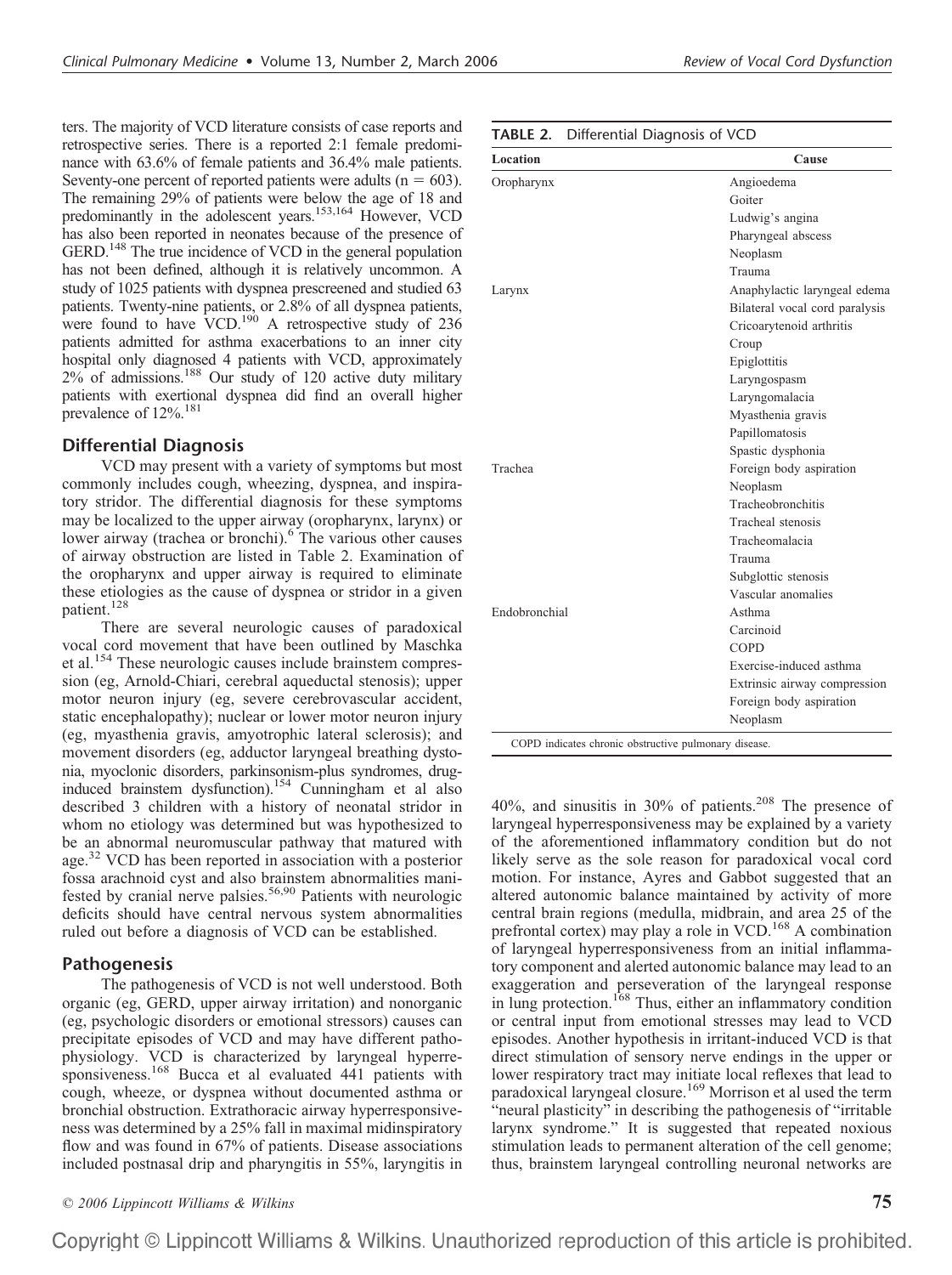ters. The majority of VCD literature consists of case reports and retrospective series. There is a reported 2:1 female predominance with 63.6% of female patients and 36.4% male patients. Seventy-one percent of reported patients were adults (n = 603). The remaining 29% of patients were below the age of 18 and predominantly in the adolescent years.[153,164] However, VCD has also been reported in neonates because of the presence of GERD.[148] The true incidence of VCD in the general population has not been defined, although it is relatively uncommon. A study of 1025 patients with dyspnea prescreened and studied 63 patients. Twenty-nine patients, or 2.8% of all dyspnea patients, were found to have VCD.[190] A retrospective study of 236 patients admitted for asthma exacerbations to an inner city hospital only diagnosed 4 patients with VCD, approximately 2% of admissions.[188] Our study of 120 active duty military patients with exertional dyspnea did find an overall higher prevalence of 12%.[181]

## Differential Diagnosis

VCD may present with a variety of symptoms but most commonly includes cough, wheezing, dyspnea, and inspiratory stridor. The differential diagnosis for these symptoms may be localized to the upper airway (oropharynx, larynx) or lower airway (trachea or bronchi).[6] The various other causes of airway obstruction are listed in Table 2. Examination of the oropharynx and upper airway is required to eliminate these etiologies as the cause of dyspnea or stridor in a given patient.[128]

There are several neurologic causes of paradoxical vocal cord movement that have been outlined by Maschka et al.[154] These neurologic causes include brainstem compression (eg, Arnold-Chiari, cerebral aqueductal stenosis); upper motor neuron injury (eg, severe cerebrovascular accident, static encephalopathy); nuclear or lower motor neuron injury (eg, myasthenia gravis, amyotrophic lateral sclerosis); and movement disorders (eg, adductor laryngeal breathing dystonia, myoclonic disorders, parkinsonism-plus syndromes, drug-induced brainstem dysfunction).[154] Cunningham et al also described 3 children with a history of neonatal stridor in whom no etiology was determined but was hypothesized to be an abnormal neuromuscular pathway that matured with age.[32] VCD has been reported in association with a posterior fossa arachnoid cyst and also brainstem abnormalities manifested by cranial nerve palsies.[56,90] Patients with neurologic deficits should have central nervous system abnormalities ruled out before a diagnosis of VCD can be established.

## Pathogenesis

The pathogenesis of VCD is not well understood. Both organic (eg, GERD, upper airway irritation) and nonorganic (eg, psychologic disorders or emotional stressors) causes can precipitate episodes of VCD and may have different pathophysiology. VCD is characterized by laryngeal hyperresponsiveness.[168] Bucca et al evaluated 441 patients with cough, wheeze, or dyspnea without documented asthma or bronchial obstruction. Extrathoracic airway hyperresponsiveness was determined by a 25% fall in maximal midinspiratory flow and was found in 67% of patients. Disease associations included postnasal drip and pharyngitis in 55%, laryngitis in 40%, and sinusitis in 30% of patients.[208] The presence of laryngeal hyperresponsiveness may be explained by a variety of the aforementioned inflammatory condition but do not likely serve as the sole reason for paradoxical vocal cord motion. For instance, Ayres and Gabbot suggested that an altered autonomic balance maintained by activity of more central brain regions (medulla, midbrain, and area 25 of the prefrontal cortex) may play a role in VCD.[168] A combination of laryngeal hyperresponsiveness from an initial inflammatory component and alterted autonomic balance may lead to an exaggeration and perseveration of the laryngeal response in lung protection.[168] Thus, either an inflammatory condition or central input from emotional stresses may lead to VCD episodes. Another hypothesis in irritant-induced VCD is that direct stimulation of sensory nerve endings in the upper or lower respiratory tract may initiate local reflexes that lead to paradoxical laryngeal closure.[169] Morrison et al used the term "neural plasticity" in describing the pathogenesis of "irritable larynx syndrome." It is suggested that repeated noxious stimulation leads to permanent alteration of the cell genome; thus, brainstem laryngeal controlling neuronal networks are

**TABLE 2.** Differential Diagnosis of VCD

| Location | Cause |
|---|---|
| Oropharynx | Angioedema |
| | Goiter |
| | Ludwig's angina |
| | Pharyngeal abscess |
| | Neoplasm |
| | Trauma |
| Larynx | Anaphylactic laryngeal edema |
| | Bilateral vocal cord paralysis |
| | Cricoarytenoid arthritis |
| | Croup |
| | Epiglottitis |
| | Laryngospasm |
| | Laryngomalacia |
| | Myasthenia gravis |
| | Papillomatosis |
| | Spastic dysphonia |
| Trachea | Foreign body aspiration |
| | Neoplasm |
| | Tracheobronchitis |
| | Tracheal stenosis |
| | Tracheomalacia |
| | Trauma |
| | Subglottic stenosis |
| | Vascular anomalies |
| Endobronchial | Asthma |
| | Carcinoid |
| | COPD |
| | Exercise-induced asthma |
| | Extrinsic airway compression |
| | Foreign body aspiration |
| | Neoplasm |

COPD indicates chronic obstructive pulmonary disease.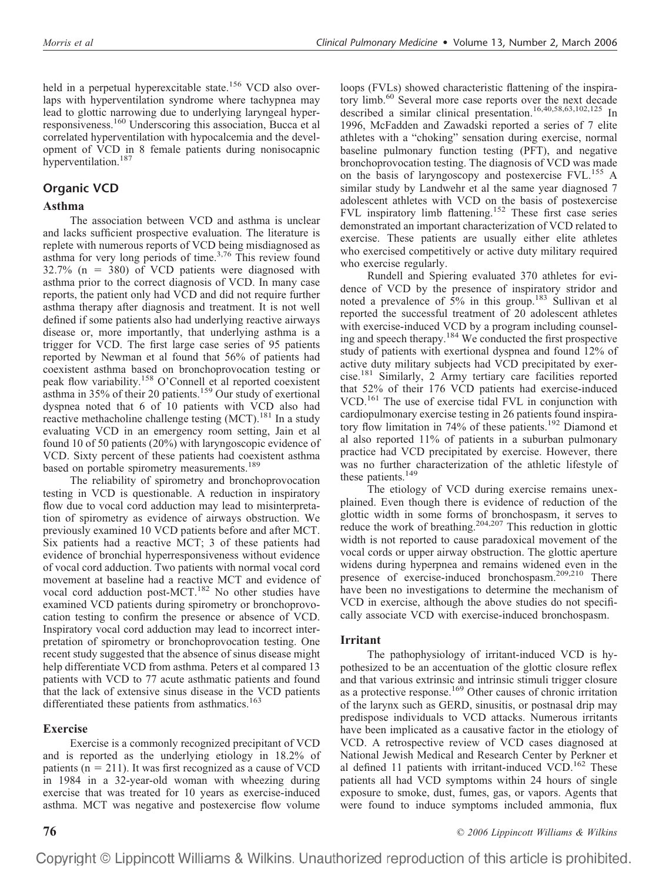held in a perpetual hyperexcitable state.[156] VCD also overlaps with hyperventilation syndrome where tachypnea may lead to glottic narrowing due to underlying laryngeal hyperresponsiveness.[160] Underscoring this association, Bucca et al correlated hyperventilation with hypocalcemia and the development of VCD in 8 female patients during nonisocapnic hyperventilation.[187]

## Organic VCD

### Asthma

The association between VCD and asthma is unclear and lacks sufficient prospective evaluation. The literature is replete with numerous reports of VCD being misdiagnosed as asthma for very long periods of time.[3,76] This review found 32.7% (n = 380) of VCD patients were diagnosed with asthma prior to the correct diagnosis of VCD. In many case reports, the patient only had VCD and did not require further asthma therapy after diagnosis and treatment. It is not well defined if some patients also had underlying reactive airways disease or, more importantly, that underlying asthma is a trigger for VCD. The first large case series of 95 patients reported by Newman et al found that 56% of patients had coexistent asthma based on bronchoprovocation testing or peak flow variability.[158] O'Connell et al reported coexistent asthma in 35% of their 20 patients.[159] Our study of exertional dyspnea noted that 6 of 10 patients with VCD also had reactive methacholine challenge testing (MCT).[181] In a study evaluating VCD in an emergency room setting, Jain et al found 10 of 50 patients (20%) with laryngoscopic evidence of VCD. Sixty percent of these patients had coexistent asthma based on portable spirometry measurements.[189]

The reliability of spirometry and bronchoprovocation testing in VCD is questionable. A reduction in inspiratory flow due to vocal cord adduction may lead to misinterpretation of spirometry as evidence of airways obstruction. We previously examined 10 VCD patients before and after MCT. Six patients had a reactive MCT; 3 of these patients had evidence of bronchial hyperresponsiveness without evidence of vocal cord adduction. Two patients with normal vocal cord movement at baseline had a reactive MCT and evidence of vocal cord adduction post-MCT.[182] No other studies have examined VCD patients during spirometry or bronchoprovocation testing to confirm the presence or absence of VCD. Inspiratory vocal cord adduction may lead to incorrect interpretation of spirometry or bronchoprovocation testing. One recent study suggested that the absence of sinus disease might help differentiate VCD from asthma. Peters et al compared 13 patients with VCD to 77 acute asthmatic patients and found that the lack of extensive sinus disease in the VCD patients differentiated these patients from asthmatics.[163]

### Exercise

Exercise is a commonly recognized precipitant of VCD and is reported as the underlying etiology in 18.2% of patients (n = 211). It was first recognized as a cause of VCD in 1984 in a 32-year-old woman with wheezing during exercise that was treated for 10 years as exercise-induced asthma. MCT was negative and postexercise flow volume loops (FVLs) showed characteristic flattening of the inspiratory limb.[60] Several more case reports over the next decade described a similar clinical presentation.[16,40,58,63,102,125] In 1996, McFadden and Zawadski reported a series of 7 elite athletes with a "choking" sensation during exercise, normal baseline pulmonary function testing (PFT), and negative bronchoprovocation testing. The diagnosis of VCD was made on the basis of laryngoscopy and postexercise FVL.[155] A similar study by Landwehr et al the same year diagnosed 7 adolescent athletes with VCD on the basis of postexercise FVL inspiratory limb flattening.[152] These first case series demonstrated an important characterization of VCD related to exercise. These patients are usually either elite athletes who exercised competitively or active duty military required who exercise regularly.

Rundell and Spiering evaluated 370 athletes for evidence of VCD by the presence of inspiratory stridor and noted a prevalence of 5% in this group.[183] Sullivan et al reported the successful treatment of 20 adolescent athletes with exercise-induced VCD by a program including counseling and speech therapy.[184] We conducted the first prospective study of patients with exertional dyspnea and found 12% of active duty military subjects had VCD precipitated by exercise.[181] Similarly, 2 Army tertiary care facilities reported that 52% of their 176 VCD patients had exercise-induced VCD.[161] The use of exercise tidal FVL in conjunction with cardiopulmonary exercise testing in 26 patients found inspiratory flow limitation in 74% of these patients.[192] Diamond et al also reported 11% of patients in a suburban pulmonary practice had VCD precipitated by exercise. However, there was no further characterization of the athletic lifestyle of these patients.[149]

The etiology of VCD during exercise remains unexplained. Even though there is evidence of reduction of the glottic width in some forms of bronchospasm, it serves to reduce the work of breathing.[204,207] This reduction in glottic width is not reported to cause paradoxical movement of the vocal cords or upper airway obstruction. The glottic aperture widens during hyperpnea and remains widened even in the presence of exercise-induced bronchospasm.[209,210] There have been no investigations to determine the mechanism of VCD in exercise, although the above studies do not specifically associate VCD with exercise-induced bronchospasm.

### Irritant

The pathophysiology of irritant-induced VCD is hypothesized to be an accentuation of the glottic closure reflex and that various extrinsic and intrinsic stimuli trigger closure as a protective response.[169] Other causes of chronic irritation of the larynx such as GERD, sinusitis, or postnasal drip may predispose individuals to VCD attacks. Numerous irritants have been implicated as a causative factor in the etiology of VCD. A retrospective review of VCD cases diagnosed at National Jewish Medical and Research Center by Perkner et al defined 11 patients with irritant-induced VCD.[162] These patients all had VCD symptoms within 24 hours of single exposure to smoke, dust, fumes, gas, or vapors. Agents that were found to induce symptoms included ammonia, flux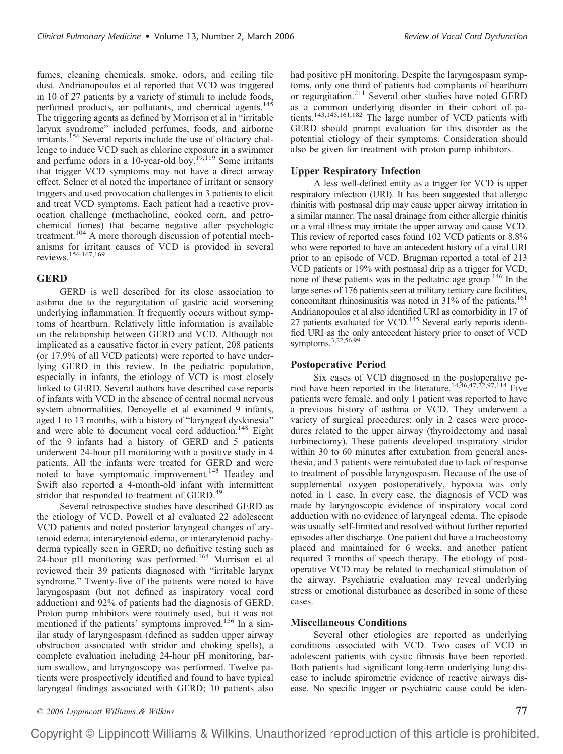fumes, cleaning chemicals, smoke, odors, and ceiling tile dust. Andrianopoulos et al reported that VCD was triggered in 10 of 27 patients by a variety of stimuli to include foods, perfumed products, air pollutants, and chemical agents.[145] The triggering agents as defined by Morrison et al in "irritable larynx syndrome" included perfumes, foods, and airborne irritants.[156] Several reports include the use of olfactory challenge to induce VCD such as chlorine exposure in a swimmer and perfume odors in a 10-year-old boy.[19,119] Some irritants that trigger VCD symptoms may not have a direct airway effect. Selner et al noted the importance of irritant or sensory triggers and used provocation challenges in 3 patients to elicit and treat VCD symptoms. Each patient had a reactive provocation challenge (methacholine, cooked corn, and petrochemical fumes) that became negative after psychologic treatment.[104] A more thorough discussion of potential mechanisms for irritant causes of VCD is provided in several reviews.[156,167,169]

### GERD

GERD is well described for its close association to asthma due to the regurgitation of gastric acid worsening underlying inflammation. It frequently occurs without symptoms of heartburn. Relatively little information is available on the relationship between GERD and VCD. Although not implicated as a causative factor in every patient, 208 patients (or 17.9% of all VCD patients) were reported to have underlying GERD in this review. In the pediatric population, especially in infants, the etiology of VCD is most closely linked to GERD. Several authors have described case reports of infants with VCD in the absence of central normal nervous system abnormalities. Denoyelle et al examined 9 infants, aged 1 to 13 months, with a history of "laryngeal dyskinesia" and were able to document vocal cord adduction.[148] Eight of the 9 infants had a history of GERD and 5 patients underwent 24-hour pH monitoring with a positive study in 4 patients. All the infants were treated for GERD and were noted to have symptomatic improvement.[148] Heatley and Swift also reported a 4-month-old infant with intermittent stridor that responded to treatment of GERD.[49]

Several retrospective studies have described GERD as the etiology of VCD. Powell et al evaluated 22 adolescent VCD patients and noted posterior laryngeal changes of arytenoid edema, interarytenoid edema, or interarytenoid pachyderma typically seen in GERD; no definitive testing such as 24-hour pH monitoring was performed.[164] Morrison et al reviewed their 39 patients diagnosed with "irritable larynx syndrome." Twenty-five of the patients were noted to have laryngospasm (but not defined as inspiratory vocal cord adduction) and 92% of patients had the diagnosis of GERD. Proton pump inhibitors were routinely used, but it was not mentioned if the patients' symptoms improved.[156] In a similar study of laryngospasm (defined as sudden upper airway obstruction associated with stridor and choking spells), a complete evaluation including 24-hour pH monitoring, barium swallow, and laryngoscopy was performed. Twelve patients were prospectively identified and found to have typical laryngeal findings associated with GERD; 10 patients also had positive pH monitoring. Despite the laryngospasm symptoms, only one third of patients had complaints of heartburn or regurgitation.[211] Several other studies have noted GERD as a common underlying disorder in their cohort of patients.[143,145,161,182] The large number of VCD patients with GERD should prompt evaluation for this disorder as the potential etiology of their symptoms. Consideration should also be given for treatment with proton pump inhibitors.

### Upper Respiratory Infection

A less well-defined entity as a trigger for VCD is upper respiratory infection (URI). It has been suggested that allergic rhinitis with postnasal drip may cause upper airway irritation in a similar manner. The nasal drainage from either allergic rhinitis or a viral illness may irritate the upper airway and cause VCD. This review of reported cases found 102 VCD patients or 8.8% who were reported to have an antecedent history of a viral URI prior to an episode of VCD. Brugman reported a total of 213 VCD patients or 19% with postnasal drip as a trigger for VCD; none of these patients was in the pediatric age group.[146] In the large series of 176 patients seen at military tertiary care facilities, concomitant rhinosinusitis was noted in 31% of the patients.[161] Andrianopoulos et al also identified URI as comorbidity in 17 of 27 patients evaluated for VCD.[145] Several early reports identified URI as the only antecedent history prior to onset of VCD symptoms.[3,22,56,99]

### Postoperative Period

Six cases of VCD diagnosed in the postoperative period have been reported in the literature.[14,46,47,72,97,114] Five patients were female, and only 1 patient was reported to have a previous history of asthma or VCD. They underwent a variety of surgical procedures; only in 2 cases were procedures related to the upper airway (thyroidectomy and nasal turbinectomy). These patients developed inspiratory stridor within 30 to 60 minutes after extubation from general anesthesia, and 3 patients were reintubated due to lack of response to treatment of possible laryngospasm. Because of the use of supplemental oxygen postoperatively, hypoxia was only noted in 1 case. In every case, the diagnosis of VCD was made by laryngoscopic evidence of inspiratory vocal cord adduction with no evidence of laryngeal edema. The episode was usually self-limited and resolved without further reported episodes after discharge. One patient did have a tracheostomy placed and maintained for 6 weeks, and another patient required 3 months of speech therapy. The etiology of postoperative VCD may be related to mechanical stimulation of the airway. Psychiatric evaluation may reveal underlying stress or emotional disturbance as described in some of these cases.

### Miscellaneous Conditions

Several other etiologies are reported as underlying conditions associated with VCD. Two cases of VCD in adolescent patients with cystic fibrosis have been reported. Both patients had significant long-term underlying lung disease to include spirometric evidence of reactive airways disease. No specific trigger or psychiatric cause could be iden-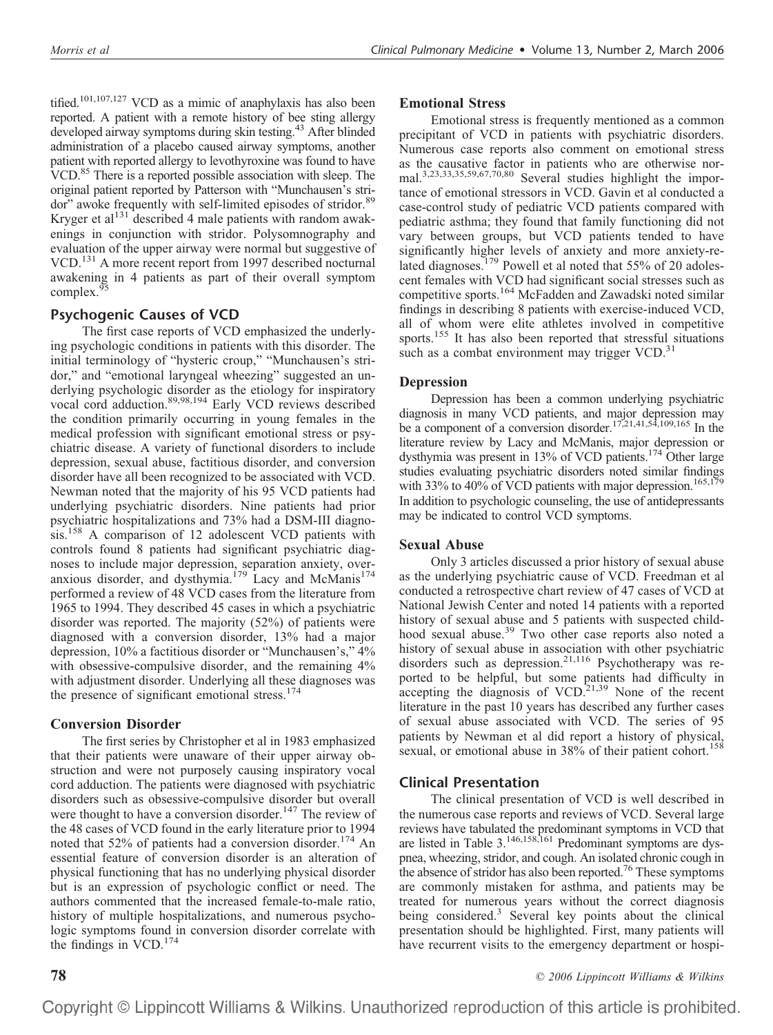tified.[101,107,127] VCD as a mimic of anaphylaxis has also been reported. A patient with a remote history of bee sting allergy developed airway symptoms during skin testing.[43] After blinded administration of a placebo caused airway symptoms, another patient with reported allergy to levothyroxine was found to have VCD.[85] There is a reported possible association with sleep. The original patient reported by Patterson with "Munchausen's stridor" awoke frequently with self-limited episodes of stridor.[89] Kryger et al[131] described 4 male patients with random awakenings in conjunction with stridor. Polysomnography and evaluation of the upper airway were normal but suggestive of VCD.[131] A more recent report from 1997 described nocturnal awakening in 4 patients as part of their overall symptom complex.[95]

## Psychogenic Causes of VCD

The first case reports of VCD emphasized the underlying psychologic conditions in patients with this disorder. The initial terminology of "hysteric croup," "Munchausen's stridor," and "emotional laryngeal wheezing" suggested an underlying psychologic disorder as the etiology for inspiratory vocal cord adduction.[89,98,194] Early VCD reviews described the condition primarily occurring in young females in the medical profession with significant emotional stress or psychiatric disease. A variety of functional disorders to include depression, sexual abuse, factitious disorder, and conversion disorder have all been recognized to be associated with VCD. Newman noted that the majority of his 95 VCD patients had underlying psychiatric disorders. Nine patients had prior psychiatric hospitalizations and 73% had a DSM-III diagnosis.[158] A comparison of 12 adolescent VCD patients with controls found 8 patients had significant psychiatric diagnoses to include major depression, separation anxiety, overanxious disorder, and dysthymia.[179] Lacy and McManis[174] performed a review of 48 VCD cases from the literature from 1965 to 1994. They described 45 cases in which a psychiatric disorder was reported. The majority (52%) of patients were diagnosed with a conversion disorder, 13% had a major depression, 10% a factitious disorder or "Munchausen's," 4% with obsessive-compulsive disorder, and the remaining 4% with adjustment disorder. Underlying all these diagnoses was the presence of significant emotional stress.[174]

### Conversion Disorder

The first series by Christopher et al in 1983 emphasized that their patients were unaware of their upper airway obstruction and were not purposely causing inspiratory vocal cord adduction. The patients were diagnosed with psychiatric disorders such as obsessive-compulsive disorder but overall were thought to have a conversion disorder.[147] The review of the 48 cases of VCD found in the early literature prior to 1994 noted that 52% of patients had a conversion disorder.[174] An essential feature of conversion disorder is an alteration of physical functioning that has no underlying physical disorder but is an expression of psychologic conflict or need. The authors commented that the increased female-to-male ratio, history of multiple hospitalizations, and numerous psychologic symptoms found in conversion disorder correlate with the findings in VCD.[174]

### Emotional Stress

Emotional stress is frequently mentioned as a common precipitant of VCD in patients with psychiatric disorders. Numerous case reports also comment on emotional stress as the causative factor in patients who are otherwise normal.[3,23,33,35,59,67,70,80] Several studies highlight the importance of emotional stressors in VCD. Gavin et al conducted a case-control study of pediatric VCD patients compared with pediatric asthma; they found that family functioning did not vary between groups, but VCD patients tended to have significantly higher levels of anxiety and more anxiety-related diagnoses.[179] Powell et al noted that 55% of 20 adolescent females with VCD had significant social stresses such as competitive sports.[164] McFadden and Zawadski noted similar findings in describing 8 patients with exercise-induced VCD, all of whom were elite athletes involved in competitive sports.[155] It has also been reported that stressful situations such as a combat environment may trigger VCD.[31]

### Depression

Depression has been a common underlying psychiatric diagnosis in many VCD patients, and major depression may be a component of a conversion disorder.[17,21,41,54,109,165] In the literature review by Lacy and McManis, major depression or dysthymia was present in 13% of VCD patients.[174] Other large studies evaluating psychiatric disorders noted similar findings with 33% to 40% of VCD patients with major depression.[165,179] In addition to psychologic counseling, the use of antidepressants may be indicated to control VCD symptoms.

### Sexual Abuse

Only 3 articles discussed a prior history of sexual abuse as the underlying psychiatric cause of VCD. Freedman et al conducted a retrospective chart review of 47 cases of VCD at National Jewish Center and noted 14 patients with a reported history of sexual abuse and 5 patients with suspected childhood sexual abuse.[39] Two other case reports also noted a history of sexual abuse in association with other psychiatric disorders such as depression.[21,116] Psychotherapy was reported to be helpful, but some patients had difficulty in accepting the diagnosis of VCD.[21,39] None of the recent literature in the past 10 years has described any further cases of sexual abuse associated with VCD. The series of 95 patients by Newman et al did report a history of physical, sexual, or emotional abuse in 38% of their patient cohort.[158]

## Clinical Presentation

The clinical presentation of VCD is well described in the numerous case reports and reviews of VCD. Several large reviews have tabulated the predominant symptoms in VCD that are listed in Table 3.[146,158,161] Predominant symptoms are dyspnea, wheezing, stridor, and cough. An isolated chronic cough in the absence of stridor has also been reported.[76] These symptoms are commonly mistaken for asthma, and patients may be treated for numerous years without the correct diagnosis being considered.[3] Several key points about the clinical presentation should be highlighted. First, many patients will have recurrent visits to the emergency department or hospi-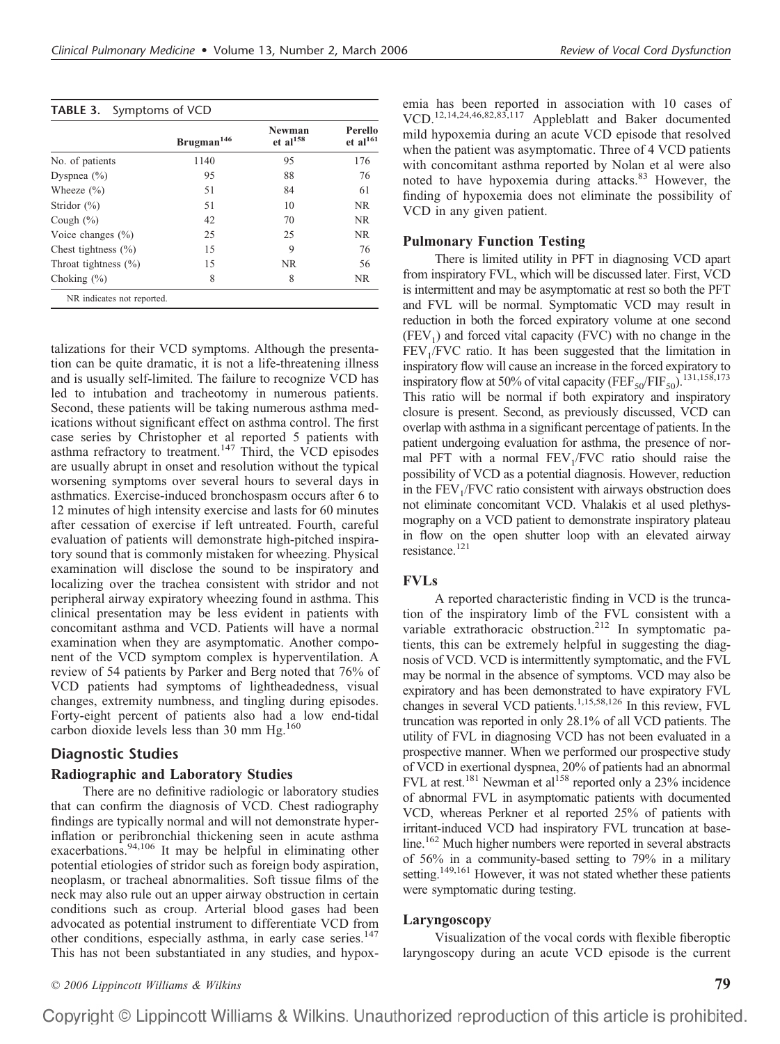**TABLE 3.** Symptoms of VCD

| | Brugman[146] | Newman et al[158] | Perello et al[161] |
|---|---|---|---|
| No. of patients | 1140 | 95 | 176 |
| Dyspnea (%) | 95 | 88 | 76 |
| Wheeze (%) | 51 | 84 | 61 |
| Stridor (%) | 51 | 10 | NR |
| Cough (%) | 42 | 70 | NR |
| Voice changes (%) | 25 | 25 | NR |
| Chest tightness (%) | 15 | 9 | 76 |
| Throat tightness (%) | 15 | NR | 56 |
| Choking (%) | 8 | 8 | NR |

NR indicates not reported.

talizations for their VCD symptoms. Although the presentation can be quite dramatic, it is not a life-threatening illness and is usually self-limited. The failure to recognize VCD has led to intubation and tracheotomy in numerous patients. Second, these patients will be taking numerous asthma medications without significant effect on asthma control. The first case series by Christopher et al reported 5 patients with asthma refractory to treatment.[147] Third, the VCD episodes are usually abrupt in onset and resolution without the typical worsening symptoms over several hours to several days in asthmatics. Exercise-induced bronchospasm occurs after 6 to 12 minutes of high intensity exercise and lasts for 60 minutes after cessation of exercise if left untreated. Fourth, careful evaluation of patients will demonstrate high-pitched inspiratory sound that is commonly mistaken for wheezing. Physical examination will disclose the sound to be inspiratory and localizing over the trachea consistent with stridor and not peripheral airway expiratory wheezing found in asthma. This clinical presentation may be less evident in patients with concomitant asthma and VCD. Patients will have a normal examination when they are asymptomatic. Another component of the VCD symptom complex is hyperventilation. A review of 54 patients by Parker and Berg noted that 76% of VCD patients had symptoms of lightheadedness, visual changes, extremity numbness, and tingling during episodes. Forty-eight percent of patients also had a low end-tidal carbon dioxide levels less than 30 mm Hg.[160]

## Diagnostic Studies

### Radiographic and Laboratory Studies

There are no definitive radiologic or laboratory studies that can confirm the diagnosis of VCD. Chest radiography findings are typically normal and will not demonstrate hyperinflation or peribronchial thickening seen in acute asthma exacerbations.[94,106] It may be helpful in eliminating other potential etiologies of stridor such as foreign body aspiration, neoplasm, or tracheal abnormalities. Soft tissue films of the neck may also rule out an upper airway obstruction in certain conditions such as croup. Arterial blood gases had been advocated as potential instrument to differentiate VCD from other conditions, especially asthma, in early case series.[147] This has not been substantiated in any studies, and hypoxemia has been reported in association with 10 cases of VCD.[12,14,24,46,82,83,117] Appleblatt and Baker documented mild hypoxemia during an acute VCD episode that resolved when the patient was asymptomatic. Three of 4 VCD patients with concomitant asthma reported by Nolan et al were also noted to have hypoxemia during attacks.[83] However, the finding of hypoxemia does not eliminate the possibility of VCD in any given patient.

### Pulmonary Function Testing

There is limited utility in PFT in diagnosing VCD apart from inspiratory FVL, which will be discussed later. First, VCD is intermittent and may be asymptomatic at rest so both the PFT and FVL will be normal. Symptomatic VCD may result in reduction in both the forced expiratory volume at one second ($FEV_1$) and forced vital capacity (FVC) with no change in the $FEV_1$/FVC ratio. It has been suggested that the limitation in inspiratory flow will cause an increase in the forced expiratory to inspiratory flow at 50% of vital capacity ($FEF_{50}$/$FIF_{50}$).[131,158,173] This ratio will be normal if both expiratory and inspiratory closure is present. Second, as previously discussed, VCD can overlap with asthma in a significant percentage of patients. In the patient undergoing evaluation for asthma, the presence of normal PFT with a normal $FEV_1$/FVC ratio should raise the possibility of VCD as a potential diagnosis. However, reduction in the $FEV_1$/FVC ratio consistent with airways obstruction does not eliminate concomitant VCD. Vhalakis et al used plethysmography on a VCD patient to demonstrate inspiratory plateau in flow on the open shutter loop with an elevated airway resistance.[121]

### FVLs

A reported characteristic finding in VCD is the truncation of the inspiratory limb of the FVL consistent with a variable extrathoracic obstruction.[212] In symptomatic patients, this can be extremely helpful in suggesting the diagnosis of VCD. VCD is intermittently symptomatic, and the FVL may be normal in the absence of symptoms. VCD may also be expiratory and has been demonstrated to have expiratory FVL changes in several VCD patients.[1,15,58,126] In this review, FVL truncation was reported in only 28.1% of all VCD patients. The utility of FVL in diagnosing VCD has not been evaluated in a prospective manner. When we performed our prospective study of VCD in exertional dyspnea, 20% of patients had an abnormal FVL at rest.[181] Newman et al[158] reported only a 23% incidence of abnormal FVL in asymptomatic patients with documented VCD, whereas Perkner et al reported 25% of patients with irritant-induced VCD had inspiratory FVL truncation at baseline.[162] Much higher numbers were reported in several abstracts of 56% in a community-based setting to 79% in a military setting.[149,161] However, it was not stated whether these patients were symptomatic during testing.

### Laryngoscopy

Visualization of the vocal cords with flexible fiberoptic laryngoscopy during an acute VCD episode is the current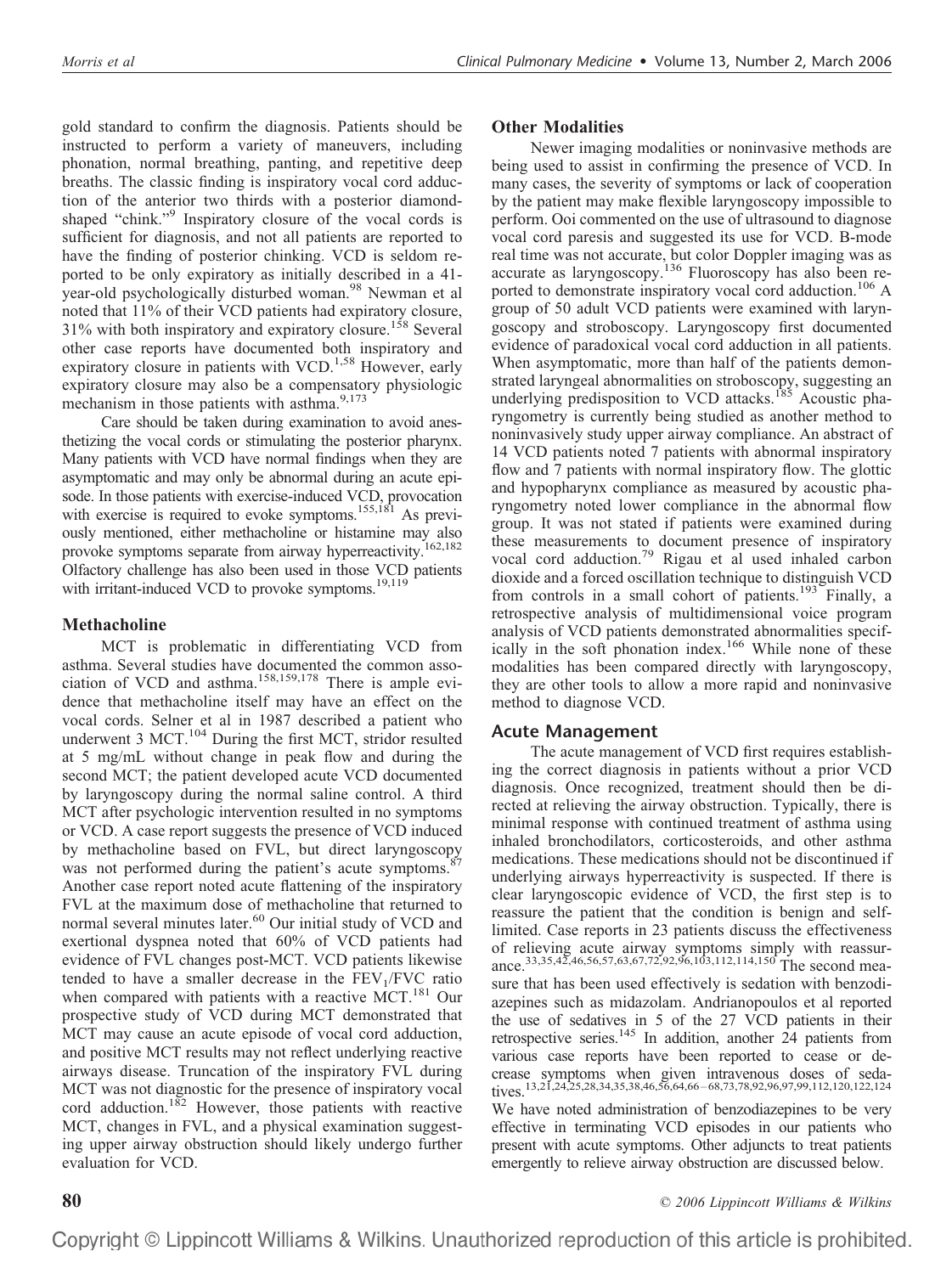gold standard to confirm the diagnosis. Patients should be instructed to perform a variety of maneuvers, including phonation, normal breathing, panting, and repetitive deep breaths. The classic finding is inspiratory vocal cord adduction of the anterior two thirds with a posterior diamond-shaped "chink."[9] Inspiratory closure of the vocal cords is sufficient for diagnosis, and not all patients are reported to have the finding of posterior chinking. VCD is seldom reported to be only expiratory as initially described in a 41-year-old psychologically disturbed woman.[98] Newman et al noted that 11% of their VCD patients had expiratory closure, 31% with both inspiratory and expiratory closure.[158] Several other case reports have documented both inspiratory and expiratory closure in patients with VCD.[1,58] However, early expiratory closure may also be a compensatory physiologic mechanism in those patients with asthma.[9,173]

Care should be taken during examination to avoid anesthetizing the vocal cords or stimulating the posterior pharynx. Many patients with VCD have normal findings when they are asymptomatic and may only be abnormal during an acute episode. In those patients with exercise-induced VCD, provocation with exercise is required to evoke symptoms.[155,181] As previously mentioned, either methacholine or histamine may also provoke symptoms separate from airway hyperreactivity.[162,182] Olfactory challenge has also been used in those VCD patients with irritant-induced VCD to provoke symptoms.[19,119]

### Methacholine

MCT is problematic in differentiating VCD from asthma. Several studies have documented the common association of VCD and asthma.[158,159,178] There is ample evidence that methacholine itself may have an effect on the vocal cords. Selner et al in 1987 described a patient who underwent 3 MCT.[104] During the first MCT, stridor resulted at 5 mg/mL without change in peak flow and during the second MCT; the patient developed acute VCD documented by laryngoscopy during the normal saline control. A third MCT after psychologic intervention resulted in no symptoms or VCD. A case report suggests the presence of VCD induced by methacholine based on FVL, but direct laryngoscopy was not performed during the patient's acute symptoms.[87] Another case report noted acute flattening of the inspiratory FVL at the maximum dose of methacholine that returned to normal several minutes later.[60] Our initial study of VCD and exertional dyspnea noted that 60% of VCD patients had evidence of FVL changes post-MCT. VCD patients likewise tended to have a smaller decrease in the $FEV_1/FVC$ ratio when compared with patients with a reactive MCT.[181] Our prospective study of VCD during MCT demonstrated that MCT may cause an acute episode of vocal cord adduction, and positive MCT results may not reflect underlying reactive airways disease. Truncation of the inspiratory FVL during MCT was not diagnostic for the presence of inspiratory vocal cord adduction.[182] However, those patients with reactive MCT, changes in FVL, and a physical examination suggesting upper airway obstruction should likely undergo further evaluation for VCD.

### Other Modalities

Newer imaging modalities or noninvasive methods are being used to assist in confirming the presence of VCD. In many cases, the severity of symptoms or lack of cooperation by the patient may make flexible laryngoscopy impossible to perform. Ooi commented on the use of ultrasound to diagnose vocal cord paresis and suggested its use for VCD. B-mode real time was not accurate, but color Doppler imaging was as accurate as laryngoscopy.[136] Fluoroscopy has also been reported to demonstrate inspiratory vocal cord adduction.[106] A group of 50 adult VCD patients were examined with laryngoscopy and stroboscopy. Laryngoscopy first documented evidence of paradoxical vocal cord adduction in all patients. When asymptomatic, more than half of the patients demonstrated laryngeal abnormalities on stroboscopy, suggesting an underlying predisposition to VCD attacks.[185] Acoustic pharyngometry is currently being studied as another method to noninvasively study upper airway compliance. An abstract of 14 VCD patients noted 7 patients with abnormal inspiratory flow and 7 patients with normal inspiratory flow. The glottic and hypopharynx compliance as measured by acoustic pharyngometry noted lower compliance in the abnormal flow group. It was not stated if patients were examined during these measurements to document presence of inspiratory vocal cord adduction.[79] Rigau et al used inhaled carbon dioxide and a forced oscillation technique to distinguish VCD from controls in a small cohort of patients.[193] Finally, a retrospective analysis of multidimensional voice program analysis of VCD patients demonstrated abnormalities specifically in the soft phonation index.[166] While none of these modalities has been compared directly with laryngoscopy, they are other tools to allow a more rapid and noninvasive method to diagnose VCD.

## Acute Management

The acute management of VCD first requires establishing the correct diagnosis in patients without a prior VCD diagnosis. Once recognized, treatment should then be directed at relieving the airway obstruction. Typically, there is minimal response with continued treatment of asthma using inhaled bronchodilators, corticosteroids, and other asthma medications. These medications should not be discontinued if underlying airways hyperreactivity is suspected. If there is clear laryngoscopic evidence of VCD, the first step is to reassure the patient that the condition is benign and self-limited. Case reports in 23 patients discuss the effectiveness of relieving acute airway symptoms simply with reassurance.[33,35,42,46,56,57,63,67,72,92,96,103,112,114,150] The second measure that has been used effectively is sedation with benzodiazepines such as midazolam. Andrianopoulos et al reported the use of sedatives in 5 of the 27 VCD patients in their retrospective series.[145] In addition, another 24 patients from various case reports have been reported to cease or decrease symptoms when given intravenous doses of sedatives.[13,21,24,25,28,34,35,38,46,56,64,66–68,73,78,92,96,97,99,112,120,122,124] We have noted administration of benzodiazepines to be very effective in terminating VCD episodes in our patients who present with acute symptoms. Other adjuncts to treat patients emergently to relieve airway obstruction are discussed below.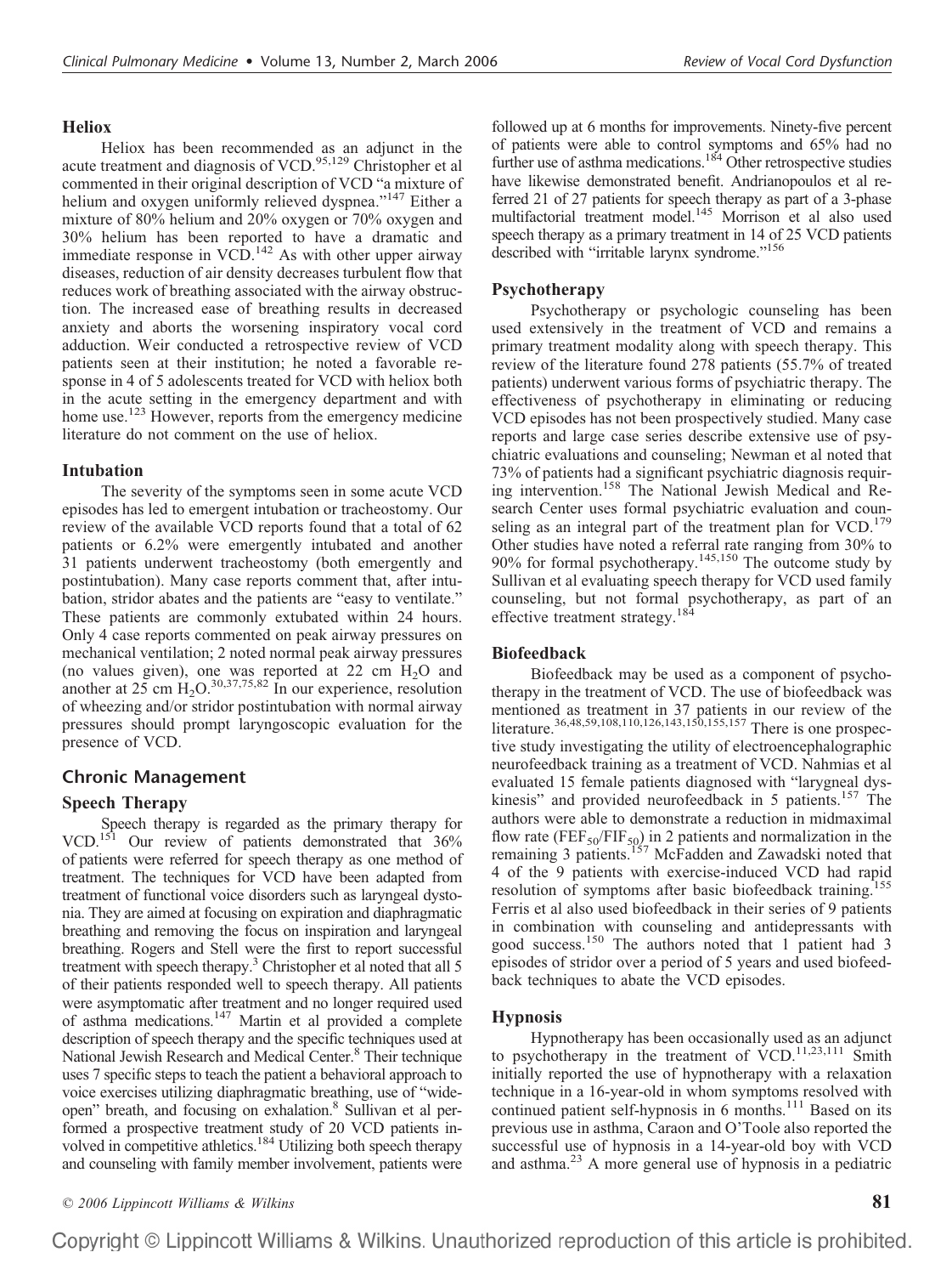### Heliox

Heliox has been recommended as an adjunct in the acute treatment and diagnosis of VCD.[95,129] Christopher et al commented in their original description of VCD "a mixture of helium and oxygen uniformly relieved dyspnea."[147] Either a mixture of 80% helium and 20% oxygen or 70% oxygen and 30% helium has been reported to have a dramatic and immediate response in VCD.[142] As with other upper airway diseases, reduction of air density decreases turbulent flow that reduces work of breathing associated with the airway obstruction. The increased ease of breathing results in decreased anxiety and aborts the worsening inspiratory vocal cord adduction. Weir conducted a retrospective review of VCD patients seen at their institution; he noted a favorable response in 4 of 5 adolescents treated for VCD with heliox both in the acute setting in the emergency department and with home use.[123] However, reports from the emergency medicine literature do not comment on the use of heliox.

### Intubation

The severity of the symptoms seen in some acute VCD episodes has led to emergent intubation or tracheostomy. Our review of the available VCD reports found that a total of 62 patients or 6.2% were emergently intubated and another 31 patients underwent tracheostomy (both emergently and postintubation). Many case reports comment that, after intubation, stridor abates and the patients are "easy to ventilate." These patients are commonly extubated within 24 hours. Only 4 case reports commented on peak airway pressures on mechanical ventilation; 2 noted normal peak airway pressures (no values given), one was reported at 22 cm $H_2O$ and another at 25 cm $H_2O$.[30,37,75,82] In our experience, resolution of wheezing and/or stridor postintubation with normal airway pressures should prompt laryngoscopic evaluation for the presence of VCD.

## Chronic Management

### Speech Therapy

Speech therapy is regarded as the primary therapy for VCD.[151] Our review of patients demonstrated that 36% of patients were referred for speech therapy as one method of treatment. The techniques for VCD have been adapted from treatment of functional voice disorders such as laryngeal dystonia. They are aimed at focusing on expiration and diaphragmatic breathing and removing the focus on inspiration and laryngeal breathing. Rogers and Stell were the first to report successful treatment with speech therapy.[3] Christopher et al noted that all 5 of their patients responded well to speech therapy. All patients were asymptomatic after treatment and no longer required used of asthma medications.[147] Martin et al provided a complete description of speech therapy and the specific techniques used at National Jewish Research and Medical Center.[8] Their technique uses 7 specific steps to teach the patient a behavioral approach to voice exercises utilizing diaphragmatic breathing, use of "wide-open" breath, and focusing on exhalation.[8] Sullivan et al performed a prospective treatment study of 20 VCD patients involved in competitive athletics.[184] Utilizing both speech therapy and counseling with family member involvement, patients were followed up at 6 months for improvements. Ninety-five percent of patients were able to control symptoms and 65% had no further use of asthma medications.[184] Other retrospective studies have likewise demonstrated benefit. Andrianopoulos et al referred 21 of 27 patients for speech therapy as part of a 3-phase multifactorial treatment model.[145] Morrison et al also used speech therapy as a primary treatment in 14 of 25 VCD patients described with "irritable larynx syndrome."[156]

### Psychotherapy

Psychotherapy or psychologic counseling has been used extensively in the treatment of VCD and remains a primary treatment modality along with speech therapy. This review of the literature found 278 patients (55.7% of treated patients) underwent various forms of psychiatric therapy. The effectiveness of psychotherapy in eliminating or reducing VCD episodes has not been prospectively studied. Many case reports and large case series describe extensive use of psychiatric evaluations and counseling; Newman et al noted that 73% of patients had a significant psychiatric diagnosis requiring intervention.[158] The National Jewish Medical and Research Center uses formal psychiatric evaluation and counseling as an integral part of the treatment plan for VCD.[179] Other studies have noted a referral rate ranging from 30% to 90% for formal psychotherapy.[145,150] The outcome study by Sullivan et al evaluating speech therapy for VCD used family counseling, but not formal psychotherapy, as part of an effective treatment strategy.[184]

### Biofeedback

Biofeedback may be used as a component of psychotherapy in the treatment of VCD. The use of biofeedback was mentioned as treatment in 37 patients in our review of the literature.[36,48,59,108,110,126,143,150,155,157] There is one prospective study investigating the utility of electroencephalographic neurofeedback training as a treatment of VCD. Nahmias et al evaluated 15 female patients diagnosed with "laryngeal dyskinesis" and provided neurofeedback in 5 patients.[157] The authors were able to demonstrate a reduction in midmaximal flow rate ($FEF_{50}/FIF_{50}$) in 2 patients and normalization in the remaining 3 patients.[157] McFadden and Zawadski noted that 4 of the 9 patients with exercise-induced VCD had rapid resolution of symptoms after basic biofeedback training.[155] Ferris et al also used biofeedback in their series of 9 patients in combination with counseling and antidepressants with good success.[150] The authors noted that 1 patient had 3 episodes of stridor over a period of 5 years and used biofeedback techniques to abate the VCD episodes.

### Hypnosis

Hypnotherapy has been occasionally used as an adjunct to psychotherapy in the treatment of VCD.[11,23,111] Smith initially reported the use of hypnotherapy with a relaxation technique in a 16-year-old in whom symptoms resolved with continued patient self-hypnosis in 6 months.[111] Based on its previous use in asthma, Caraon and O'Toole also reported the successful use of hypnosis in a 14-year-old boy with VCD and asthma.[23] A more general use of hypnosis in a pediatric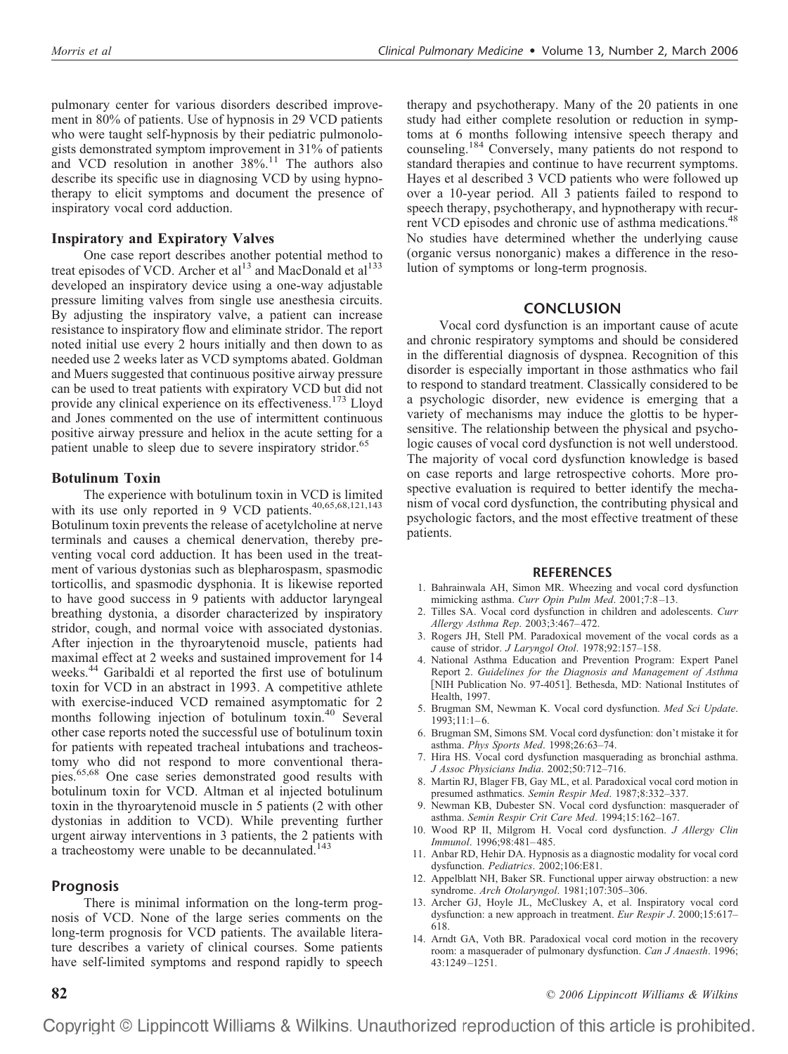pulmonary center for various disorders described improvement in 80% of patients. Use of hypnosis in 29 VCD patients who were taught self-hypnosis by their pediatric pulmonologists demonstrated symptom improvement in 31% of patients and VCD resolution in another 38%.[11] The authors also describe its specific use in diagnosing VCD by using hypnotherapy to elicit symptoms and document the presence of inspiratory vocal cord adduction.

### Inspiratory and Expiratory Valves

One case report describes another potential method to treat episodes of VCD. Archer et al[13] and MacDonald et al[133] developed an inspiratory device using a one-way adjustable pressure limiting valves from single use anesthesia circuits. By adjusting the inspiratory valve, a patient can increase resistance to inspiratory flow and eliminate stridor. The report noted initial use every 2 hours initially and then down to as needed use 2 weeks later as VCD symptoms abated. Goldman and Muers suggested that continuous positive airway pressure can be used to treat patients with expiratory VCD but did not provide any clinical experience on its effectiveness.[173] Lloyd and Jones commented on the use of intermittent continuous positive airway pressure and heliox in the acute setting for a patient unable to sleep due to severe inspiratory stridor.[65]

### Botulinum Toxin

The experience with botulinum toxin in VCD is limited with its use only reported in 9 VCD patients.[40,65,68,121,143] Botulinum toxin prevents the release of acetylcholine at nerve terminals and causes a chemical denervation, thereby preventing vocal cord adduction. It has been used in the treatment of various dystonias such as blepharospasm, spasmodic torticollis, and spasmodic dysphonia. It is likewise reported to have good success in 9 patients with adductor laryngeal breathing dystonia, a disorder characterized by inspiratory stridor, cough, and normal voice with associated dystonias. After injection in the thyroarytenoid muscle, patients had maximal effect at 2 weeks and sustained improvement for 14 weeks.[44] Garibaldi et al reported the first use of botulinum toxin for VCD in an abstract in 1993. A competitive athlete with exercise-induced VCD remained asymptomatic for 2 months following injection of botulinum toxin.[40] Several other case reports noted the successful use of botulinum toxin for patients with repeated tracheal intubations and tracheostomy who did not respond to more conventional therapies.[65,68] One case series demonstrated good results with botulinum toxin for VCD. Altman et al injected botulinum toxin in the thyroarytenoid muscle in 5 patients (2 with other dystonias in addition to VCD). While preventing further urgent airway interventions in 3 patients, the 2 patients with a tracheostomy were unable to be decannulated.[143]

## Prognosis

There is minimal information on the long-term prognosis of VCD. None of the large series comments on the long-term prognosis for VCD patients. The available literature describes a variety of clinical courses. Some patients have self-limited symptoms and respond rapidly to speech therapy and psychotherapy. Many of the 20 patients in one study had either complete resolution or reduction in symptoms at 6 months following intensive speech therapy and counseling.[184] Conversely, many patients do not respond to standard therapies and continue to have recurrent symptoms. Hayes et al described 3 VCD patients who were followed up over a 10-year period. All 3 patients failed to respond to speech therapy, psychotherapy, and hypnotherapy with recurrent VCD episodes and chronic use of asthma medications.[48] No studies have determined whether the underlying cause (organic versus nonorganic) makes a difference in the resolution of symptoms or long-term prognosis.

## CONCLUSION

Vocal cord dysfunction is an important cause of acute and chronic respiratory symptoms and should be considered in the differential diagnosis of dyspnea. Recognition of this disorder is especially important in those asthmatics who fail to respond to standard treatment. Classically considered to be a psychologic disorder, new evidence is emerging that a variety of mechanisms may induce the glottis to be hypersensitive. The relationship between the physical and psychologic causes of vocal cord dysfunction is not well understood. The majority of vocal cord dysfunction knowledge is based on case reports and large retrospective cohorts. More prospective evaluation is required to better identify the mechanism of vocal cord dysfunction, the contributing physical and psychologic factors, and the most effective treatment of these patients.

## REFERENCES

1. Bahrainwala AH, Simon MR. Wheezing and vocal cord dysfunction mimicking asthma. *Curr Opin Pulm Med*. 2001;7:8–13.
2. Tilles SA. Vocal cord dysfunction in children and adolescents. *Curr Allergy Asthma Rep*. 2003;3:467–472.
3. Rogers JH, Stell PM. Paradoxical movement of the vocal cords as a cause of stridor. *J Laryngol Otol*. 1978;92:157–158.
4. National Asthma Education and Prevention Program: Expert Panel Report 2. *Guidelines for the Diagnosis and Management of Asthma* [NIH Publication No. 97-4051]. Bethesda, MD: National Institutes of Health, 1997.
5. Brugman SM, Newman K. Vocal cord dysfunction. *Med Sci Update*. 1993;11:1–6.
6. Brugman SM, Simons SM. Vocal cord dysfunction: don't mistake it for asthma. *Phys Sports Med*. 1998;26:63–74.
7. Hira HS. Vocal cord dysfunction masquerading as bronchial asthma. *J Assoc Physicians India*. 2002;50:712–716.
8. Martin RJ, Blager FB, Gay ML, et al. Paradoxical vocal cord motion in presumed asthmatics. *Semin Respir Med*. 1987;8:332–337.
9. Newman KB, Dubester SN. Vocal cord dysfunction: masquerader of asthma. *Semin Respir Crit Care Med*. 1994;15:162–167.
10. Wood RP II, Milgrom H. Vocal cord dysfunction. *J Allergy Clin Immunol*. 1996;98:481–485.
11. Anbar RD, Hehir DA. Hypnosis as a diagnostic modality for vocal cord dysfunction. *Pediatrics*. 2002;106:E81.
12. Appelblatt NH, Baker SR. Functional upper airway obstruction: a new syndrome. *Arch Otolaryngol*. 1981;107:305–306.
13. Archer GJ, Hoyle JL, McCluskey A, et al. Inspiratory vocal cord dysfunction: a new approach in treatment. *Eur Respir J*. 2000;15:617–618.
14. Arndt GA, Voth BR. Paradoxical vocal cord motion in the recovery room: a masquerader of pulmonary dysfunction. *Can J Anaesth*. 1996; 43:1249–1251.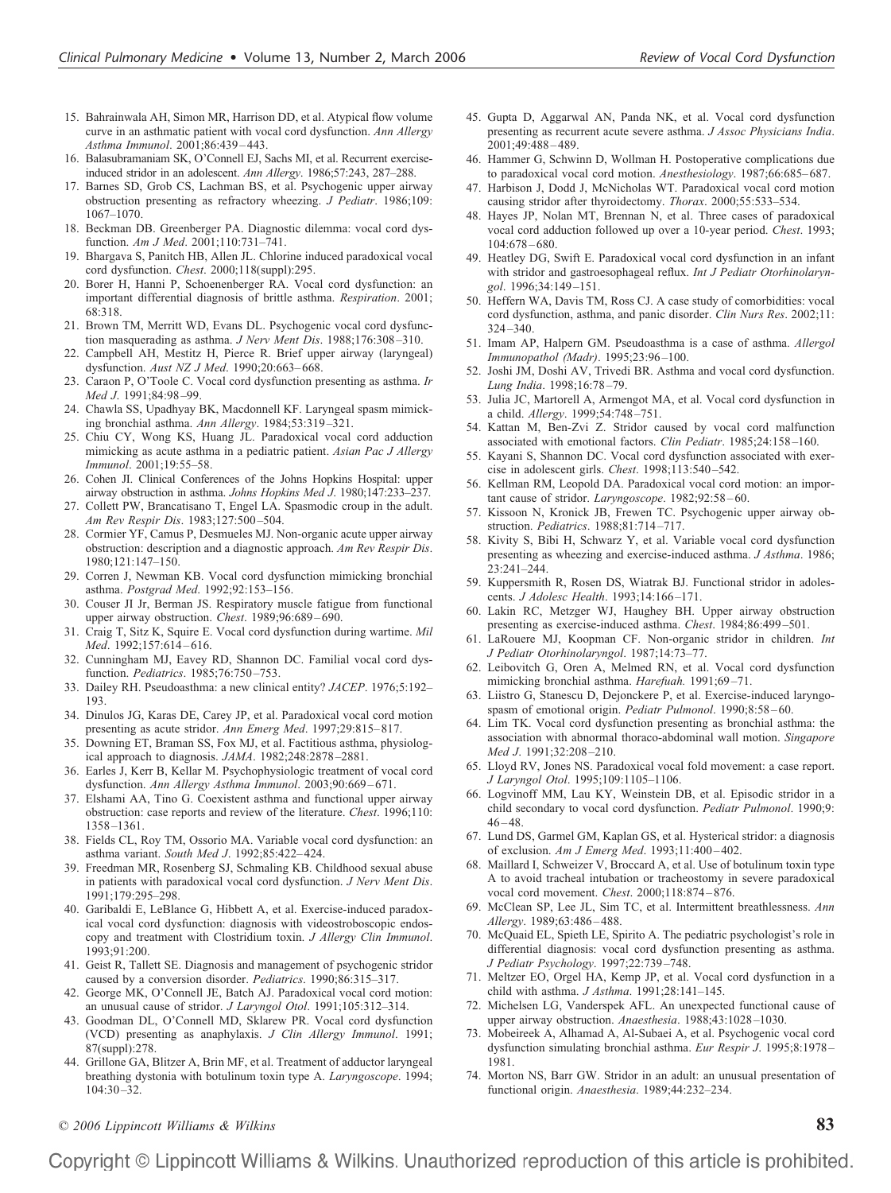15. Bahrainwala AH, Simon MR, Harrison DD, et al. Atypical flow volume curve in an asthmatic patient with vocal cord dysfunction. *Ann Allergy Asthma Immunol*. 2001;86:439–443.
16. Balasubramaniam SK, O'Connell EJ, Sachs MI, et al. Recurrent exercise-induced stridor in an adolescent. *Ann Allergy*. 1986;57:243, 287–288.
17. Barnes SD, Grob CS, Lachman BS, et al. Psychogenic upper airway obstruction presenting as refractory wheezing. *J Pediatr*. 1986;109: 1067–1070.
18. Beckman DB. Greenberger PA. Diagnostic dilemma: vocal cord dysfunction. *Am J Med*. 2001;110:731–741.
19. Bhargava S, Panitch HB, Allen JL. Chlorine induced paradoxical vocal cord dysfunction. *Chest*. 2000;118(suppl):295.
20. Borer H, Hanni P, Schoenenberger RA. Vocal cord dysfunction: an important differential diagnosis of brittle asthma. *Respiration*. 2001; 68:318.
21. Brown TM, Merritt WD, Evans DL. Psychogenic vocal cord dysfunction masquerading as asthma. *J Nerv Ment Dis*. 1988;176:308–310.
22. Campbell AH, Mestitz H, Pierce R. Brief upper airway (laryngeal) dysfunction. *Aust NZ J Med*. 1990;20:663–668.
23. Caraon P, O'Toole C. Vocal cord dysfunction presenting as asthma. *Ir Med J*. 1991;84:98–99.
24. Chawla SS, Upadhyay BK, Macdonnell KF. Laryngeal spasm mimicking bronchial asthma. *Ann Allergy*. 1984;53:319–321.
25. Chiu CY, Wong KS, Huang JL. Paradoxical vocal cord adduction mimicking as acute asthma in a pediatric patient. *Asian Pac J Allergy Immunol*. 2001;19:55–58.
26. Cohen JI. Clinical Conferences of the Johns Hopkins Hospital: upper airway obstruction in asthma. *Johns Hopkins Med J*. 1980;147:233–237.
27. Collett PW, Brancatisano T, Engel LA. Spasmodic croup in the adult. *Am Rev Respir Dis*. 1983;127:500–504.
28. Cormier YF, Camus P, Desmueles MJ. Non-organic acute upper airway obstruction: description and a diagnostic approach. *Am Rev Respir Dis*. 1980;121:147–150.
29. Corren J, Newman KB. Vocal cord dysfunction mimicking bronchial asthma. *Postgrad Med*. 1992;92:153–156.
30. Couser JI Jr, Berman JS. Respiratory muscle fatigue from functional upper airway obstruction. *Chest*. 1989;96:689–690.
31. Craig T, Sitz K, Squire E. Vocal cord dysfunction during wartime. *Mil Med*. 1992;157:614–616.
32. Cunningham MJ, Eavey RD, Shannon DC. Familial vocal cord dysfunction. *Pediatrics*. 1985;76:750–753.
33. Dailey RH. Pseudoasthma: a new clinical entity? *JACEP*. 1976;5:192–193.
34. Dinulos JG, Karas DE, Carey JP, et al. Paradoxical vocal cord motion presenting as acute stridor. *Ann Emerg Med*. 1997;29:815–817.
35. Downing ET, Braman SS, Fox MJ, et al. Factitious asthma, physiological approach to diagnosis. *JAMA*. 1982;248:2878–2881.
36. Earles J, Kerr B, Kellar M. Psychophysiologic treatment of vocal cord dysfunction. *Ann Allergy Asthma Immunol*. 2003;90:669–671.
37. Elshami AA, Tino G. Coexistent asthma and functional upper airway obstruction: case reports and review of the literature. *Chest*. 1996;110: 1358–1361.
38. Fields CL, Roy TM, Ossorio MA. Variable vocal cord dysfunction: an asthma variant. *South Med J*. 1992;85:422–424.
39. Freedman MR, Rosenberg SJ, Schmaling KB. Childhood sexual abuse in patients with paradoxical vocal cord dysfunction. *J Nerv Ment Dis*. 1991;179:295–298.
40. Garibaldi E, LeBlance G, Hibbett A, et al. Exercise-induced paradoxical vocal cord dysfunction: diagnosis with videostroboscopic endoscopy and treatment with Clostridium toxin. *J Allergy Clin Immunol*. 1993;91:200.
41. Geist R, Tallett SE. Diagnosis and management of psychogenic stridor caused by a conversion disorder. *Pediatrics*. 1990;86:315–317.
42. George MK, O'Connell JE, Batch AJ. Paradoxical vocal cord motion: an unusual cause of stridor. *J Laryngol Otol*. 1991;105:312–314.
43. Goodman DL, O'Connell MD, Sklarew PR. Vocal cord dysfunction (VCD) presenting as anaphylaxis. *J Clin Allergy Immunol*. 1991; 87(suppl):278.
44. Grillone GA, Blitzer A, Brin MF, et al. Treatment of adductor laryngeal breathing dystonia with botulinum toxin type A. *Laryngoscope*. 1994; 104:30–32.
45. Gupta D, Aggarwal AN, Panda NK, et al. Vocal cord dysfunction presenting as recurrent acute severe asthma. *J Assoc Physicians India*. 2001;49:488–489.
46. Hammer G, Schwinn D, Wollman H. Postoperative complications due to paradoxical vocal cord motion. *Anesthesiology*. 1987;66:685–687.
47. Harbison J, Dodd J, McNicholas WT. Paradoxical vocal cord motion causing stridor after thyroidectomy. *Thorax*. 2000;55:533–534.
48. Hayes JP, Nolan MT, Brennan N, et al. Three cases of paradoxical vocal cord adduction followed up over a 10-year period. *Chest*. 1993; 104:678–680.
49. Heatley DG, Swift E. Paradoxical vocal cord dysfunction in an infant with stridor and gastroesophageal reflux. *Int J Pediatr Otorhinolaryngol*. 1996;34:149–151.
50. Heffern WA, Davis TM, Ross CJ. A case study of comorbidities: vocal cord dysfunction, asthma, and panic disorder. *Clin Nurs Res*. 2002;11: 324–340.
51. Imam AP, Halpern GM. Pseudoasthma is a case of asthma. *Allergol Immunopathol (Madr)*. 1995;23:96–100.
52. Joshi JM, Doshi AV, Trivedi BR. Asthma and vocal cord dysfunction. *Lung India*. 1998;16:78–79.
53. Julia JC, Martorell A, Armengot MA, et al. Vocal cord dysfunction in a child. *Allergy*. 1999;54:748–751.
54. Kattan M, Ben-Zvi Z. Stridor caused by vocal cord malfunction associated with emotional factors. *Clin Pediatr*. 1985;24:158–160.
55. Kayani S, Shannon DC. Vocal cord dysfunction associated with exercise in adolescent girls. *Chest*. 1998;113:540–542.
56. Kellman RM, Leopold DA. Paradoxical vocal cord motion: an important cause of stridor. *Laryngoscope*. 1982;92:58–60.
57. Kissoon N, Kronick JB, Frewen TC. Psychogenic upper airway obstruction. *Pediatrics*. 1988;81:714–717.
58. Kivity S, Bibi H, Schwarz Y, et al. Variable vocal cord dysfunction presenting as wheezing and exercise-induced asthma. *J Asthma*. 1986; 23:241–244.
59. Kuppersmith R, Rosen DS, Wiatrak BJ. Functional stridor in adolescents. *J Adolesc Health*. 1993;14:166–171.
60. Lakin RC, Metzger WJ, Haughey BH. Upper airway obstruction presenting as exercise-induced asthma. *Chest*. 1984;86:499–501.
61. LaRouere MJ, Koopman CF. Non-organic stridor in children. *Int J Pediatr Otorhinolaryngol*. 1987;14:73–77.
62. Leibovitch G, Oren A, Melmed RN, et al. Vocal cord dysfunction mimicking bronchial asthma. *Harefuah*. 1991;69–71.
63. Liistro G, Stanescu D, Dejonckere P, et al. Exercise-induced laryngospasm of emotional origin. *Pediatr Pulmonol*. 1990;8:58–60.
64. Lim TK. Vocal cord dysfunction presenting as bronchial asthma: the association with abnormal thoraco-abdominal wall motion. *Singapore Med J*. 1991;32:208–210.
65. Lloyd RV, Jones NS. Paradoxical vocal fold movement: a case report. *J Laryngol Otol*. 1995;109:1105–1106.
66. Logvinoff MM, Lau KY, Weinstein DB, et al. Episodic stridor in a child secondary to vocal cord dysfunction. *Pediatr Pulmonol*. 1990;9: 46–48.
67. Lund DS, Garmel GM, Kaplan GS, et al. Hysterical stridor: a diagnosis of exclusion. *Am J Emerg Med*. 1993;11:400–402.
68. Maillard I, Schweizer V, Broccard A, et al. Use of botulinum toxin type A to avoid tracheal intubation or tracheostomy in severe paradoxical vocal cord movement. *Chest*. 2000;118:874–876.
69. McClean SP, Lee JL, Sim TC, et al. Intermittent breathlessness. *Ann Allergy*. 1989;63:486–488.
70. McQuaid EL, Spieth LE, Spirito A. The pediatric psychologist's role in differential diagnosis: vocal cord dysfunction presenting as asthma. *J Pediatr Psychology*. 1997;22:739–748.
71. Meltzer EO, Orgel HA, Kemp JP, et al. Vocal cord dysfunction in a child with asthma. *J Asthma*. 1991;28:141–145.
72. Michelsen LG, Vanderspek AFL. An unexpected functional cause of upper airway obstruction. *Anaesthesia*. 1988;43:1028–1030.
73. Mobeireek A, Alhamad A, Al-Subaei A, et al. Psychogenic vocal cord dysfunction simulating bronchial asthma. *Eur Respir J*. 1995;8:1978–1981.
74. Morton NS, Barr GW. Stridor in an adult: an unusual presentation of functional origin. *Anaesthesia*. 1989;44:232–234.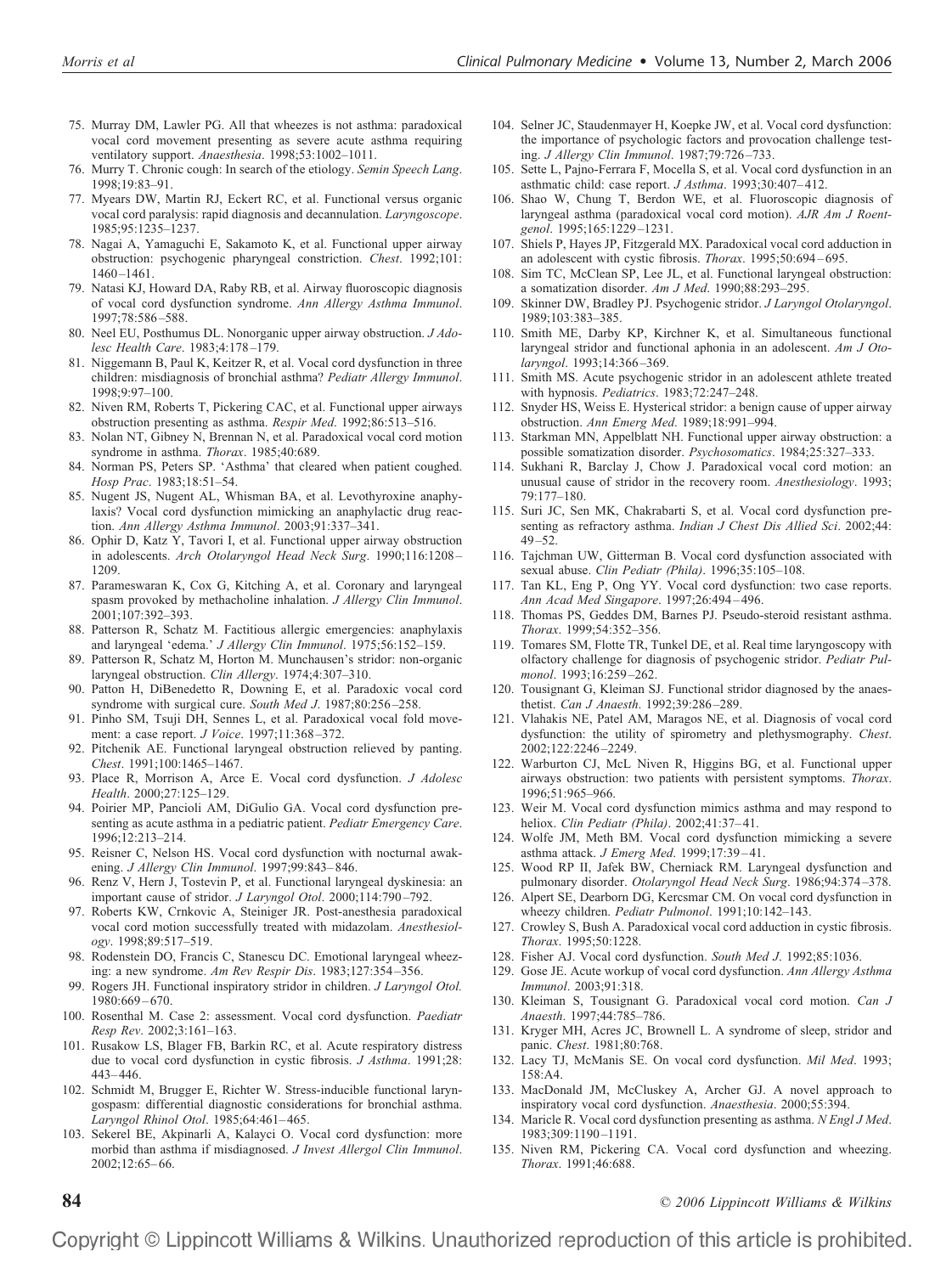75. Murray DM, Lawler PG. All that wheezes is not asthma: paradoxical vocal cord movement presenting as severe acute asthma requiring ventilatory support. *Anaesthesia*. 1998;53:1002–1011.
76. Murry T. Chronic cough: In search of the etiology. *Semin Speech Lang*. 1998;19:83–91.
77. Myears DW, Martin RJ, Eckert RC, et al. Functional versus organic vocal cord paralysis: rapid diagnosis and decannulation. *Laryngoscope*. 1985;95:1235–1237.
78. Nagai A, Yamaguchi E, Sakamoto K, et al. Functional upper airway obstruction: psychogenic pharyngeal constriction. *Chest*. 1992;101: 1460–1461.
79. Natasi KJ, Howard DA, Raby RB, et al. Airway fluoroscopic diagnosis of vocal cord dysfunction syndrome. *Ann Allergy Asthma Immunol*. 1997;78:586–588.
80. Neel EU, Posthumus DL. Nonorganic upper airway obstruction. *J Adolesc Health Care*. 1983;4:178–179.
81. Niggemann B, Paul K, Keitzer R, et al. Vocal cord dysfunction in three children: misdiagnosis of bronchial asthma? *Pediatr Allergy Immunol*. 1998;9:97–100.
82. Niven RM, Roberts T, Pickering CAC, et al. Functional upper airways obstruction presenting as asthma. *Respir Med*. 1992;86:513–516.
83. Nolan NT, Gibney N, Brennan N, et al. Paradoxical vocal cord motion syndrome in asthma. *Thorax*. 1985;40:689.
84. Norman PS, Peters SP. 'Asthma' that cleared when patient coughed. *Hosp Prac*. 1983;18:51–54.
85. Nugent JS, Nugent AL, Whisman BA, et al. Levothyroxine anaphylaxis? Vocal cord dysfunction mimicking an anaphylactic drug reaction. *Ann Allergy Asthma Immunol*. 2003;91:337–341.
86. Ophir D, Katz Y, Tavori I, et al. Functional upper airway obstruction in adolescents. *Arch Otolaryngol Head Neck Surg*. 1990;116:1208–1209.
87. Parameswaran K, Cox G, Kitching A, et al. Coronary and laryngeal spasm provoked by methacholine inhalation. *J Allergy Clin Immunol*. 2001;107:392–393.
88. Patterson R, Schatz M. Factitious allergic emergencies: anaphylaxis and laryngeal 'edema.' *J Allergy Clin Immunol*. 1975;56:152–159.
89. Patterson R, Schatz M, Horton M. Munchausen's stridor: non-organic laryngeal obstruction. *Clin Allergy*. 1974;4:307–310.
90. Patton H, DiBenedetto R, Downing E, et al. Paradoxic vocal cord syndrome with surgical cure. *South Med J*. 1987;80:256–258.
91. Pinho SM, Tsuji DH, Sennes L, et al. Paradoxical vocal fold movement: a case report. *J Voice*. 1997;11:368–372.
92. Pitchenik AE. Functional laryngeal obstruction relieved by panting. *Chest*. 1991;100:1465–1467.
93. Place R, Morrison A, Arce E. Vocal cord dysfunction. *J Adolesc Health*. 2000;27:125–129.
94. Poirier MP, Pancioli AM, DiGulio GA. Vocal cord dysfunction presenting as acute asthma in a pediatric patient. *Pediatr Emergency Care*. 1996;12:213–214.
95. Reisner C, Nelson HS. Vocal cord dysfunction with nocturnal awakening. *J Allergy Clin Immunol*. 1997;99:843–846.
96. Renz V, Hern J, Tostevin P, et al. Functional laryngeal dyskinesia: an important cause of stridor. *J Laryngol Otol*. 2000;114:790–792.
97. Roberts KW, Crnkovic A, Steiniger JR. Post-anesthesia paradoxical vocal cord motion successfully treated with midazolam. *Anesthesiology*. 1998;89:517–519.
98. Rodenstein DO, Francis C, Stanescu DC. Emotional laryngeal wheezing: a new syndrome. *Am Rev Respir Dis*. 1983;127:354–356.
99. Rogers JH. Functional inspiratory stridor in children. *J Laryngol Otol.* 1980:669–670.
100. Rosenthal M. Case 2: assessment. Vocal cord dysfunction. *Paediatr Resp Rev*. 2002;3:161–163.
101. Rusakow LS, Blager FB, Barkin RC, et al. Acute respiratory distress due to vocal cord dysfunction in cystic fibrosis. *J Asthma*. 1991;28: 443–446.
102. Schmidt M, Brugger E, Richter W. Stress-inducible functional laryngospasm: differential diagnostic considerations for bronchial asthma. *Laryngol Rhinol Otol*. 1985;64:461–465.
103. Sekerel BE, Akpinarli A, Kalayci O. Vocal cord dysfunction: more morbid than asthma if misdiagnosed. *J Invest Allergol Clin Immunol*. 2002;12:65–66.
104. Selner JC, Staudenmayer H, Koepke JW, et al. Vocal cord dysfunction: the importance of psychologic factors and provocation challenge testing. *J Allergy Clin Immunol*. 1987;79:726–733.
105. Sette L, Pajno-Ferrara F, Mocella S, et al. Vocal cord dysfunction in an asthmatic child: case report. *J Asthma*. 1993;30:407–412.
106. Shao W, Chung T, Berdon WE, et al. Fluoroscopic diagnosis of laryngeal asthma (paradoxical vocal cord motion). *AJR Am J Roentgenol*. 1995;165:1229–1231.
107. Shiels P, Hayes JP, Fitzgerald MX. Paradoxical vocal cord adduction in an adolescent with cystic fibrosis. *Thorax*. 1995;50:694–695.
108. Sim TC, McClean SP, Lee JL, et al. Functional laryngeal obstruction: a somatization disorder. *Am J Med*. 1990;88:293–295.
109. Skinner DW, Bradley PJ. Psychogenic stridor. *J Laryngol Otolaryngol*. 1989;103:383–385.
110. Smith ME, Darby KP, Kirchner K, et al. Simultaneous functional laryngeal stridor and functional aphonia in an adolescent. *Am J Otolaryngol*. 1993;14:366–369.
111. Smith MS. Acute psychogenic stridor in an adolescent athlete treated with hypnosis. *Pediatrics*. 1983;72:247–248.
112. Snyder HS, Weiss E. Hysterical stridor: a benign cause of upper airway obstruction. *Ann Emerg Med*. 1989;18:991–994.
113. Starkman MN, Appelblatt NH. Functional upper airway obstruction: a possible somatization disorder. *Psychosomatics*. 1984;25:327–333.
114. Sukhani R, Barclay J, Chow J. Paradoxical vocal cord motion: an unusual cause of stridor in the recovery room. *Anesthesiology*. 1993; 79:177–180.
115. Suri JC, Sen MK, Chakrabarti S, et al. Vocal cord dysfunction presenting as refractory asthma. *Indian J Chest Dis Allied Sci*. 2002;44: 49–52.
116. Tajchman UW, Gitterman B. Vocal cord dysfunction associated with sexual abuse. *Clin Pediatr (Phila)*. 1996;35:105–108.
117. Tan KL, Eng P, Ong YY. Vocal cord dysfunction: two case reports. *Ann Acad Med Singapore*. 1997;26:494–496.
118. Thomas PS, Geddes DM, Barnes PJ. Pseudo-steroid resistant asthma. *Thorax*. 1999;54:352–356.
119. Tomares SM, Flotte TR, Tunkel DE, et al. Real time laryngoscopy with olfactory challenge for diagnosis of psychogenic stridor. *Pediatr Pulmonol*. 1993;16:259–262.
120. Tousignant G, Kleiman SJ. Functional stridor diagnosed by the anaesthetist. *Can J Anaesth*. 1992;39:286–289.
121. Vlahakis NE, Patel AM, Maragos NE, et al. Diagnosis of vocal cord dysfunction: the utility of spirometry and plethysmography. *Chest*. 2002;122:2246–2249.
122. Warburton CJ, McL Niven R, Higgins BG, et al. Functional upper airways obstruction: two patients with persistent symptoms. *Thorax*. 1996;51:965–966.
123. Weir M. Vocal cord dysfunction mimics asthma and may respond to heliox. *Clin Pediatr (Phila)*. 2002;41:37–41.
124. Wolfe JM, Meth BM. Vocal cord dysfunction mimicking a severe asthma attack. *J Emerg Med*. 1999;17:39–41.
125. Wood RP II, Jafek BW, Cherniack RM. Laryngeal dysfunction and pulmonary disorder. *Otolaryngol Head Neck Surg*. 1986;94:374–378.
126. Alpert SE, Dearborn DG, Kercsmar CM. On vocal cord dysfunction in wheezy children. *Pediatr Pulmonol*. 1991;10:142–143.
127. Crowley S, Bush A. Paradoxical vocal cord adduction in cystic fibrosis. *Thorax*. 1995;50:1228.
128. Fisher AJ. Vocal cord dysfunction. *South Med J*. 1992;85:1036.
129. Gose JE. Acute workup of vocal cord dysfunction. *Ann Allergy Asthma Immunol*. 2003;91:318.
130. Kleiman S, Tousignant G. Paradoxical vocal cord motion. *Can J Anaesth*. 1997;44:785–786.
131. Kryger MH, Acres JC, Brownell L. A syndrome of sleep, stridor and panic. *Chest*. 1981;80:768.
132. Lacy TJ, McManis SE. On vocal cord dysfunction. *Mil Med*. 1993; 158:A4.
133. MacDonald JM, McCluskey A, Archer GJ. A novel approach to inspiratory vocal cord dysfunction. *Anaesthesia*. 2000;55:394.
134. Maricle R. Vocal cord dysfunction presenting as asthma. *N Engl J Med*. 1983;309:1190–1191.
135. Niven RM, Pickering CA. Vocal cord dysfunction and wheezing. *Thorax*. 1991;46:688.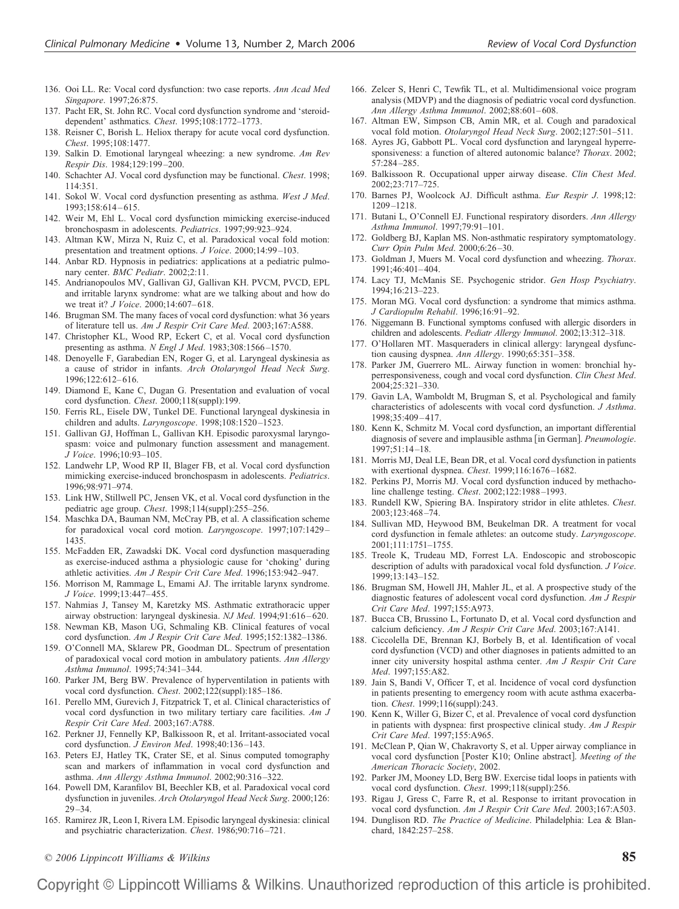136. Ooi LL. Re: Vocal cord dysfunction: two case reports. *Ann Acad Med Singapore*. 1997;26:875.
137. Pacht ER, St. John RC. Vocal cord dysfunction syndrome and 'steroid-dependent' asthmatics. *Chest*. 1995;108:1772–1773.
138. Reisner C, Borish L. Heliox therapy for acute vocal cord dysfunction. *Chest*. 1995;108:1477.
139. Salkin D. Emotional laryngeal wheezing: a new syndrome. *Am Rev Respir Dis*. 1984;129:199–200.
140. Schachter AJ. Vocal cord dysfunction may be functional. *Chest*. 1998; 114:351.
141. Sokol W. Vocal cord dysfunction presenting as asthma. *West J Med*. 1993;158:614–615.
142. Weir M, Ehl L. Vocal cord dysfunction mimicking exercise-induced bronchospasm in adolescents. *Pediatrics*. 1997;99:923–924.
143. Altman KW, Mirza N, Ruiz C, et al. Paradoxical vocal fold motion: presentation and treatment options. *J Voice*. 2000;14:99–103.
144. Anbar RD. Hypnosis in pediatrics: applications at a pediatric pulmonary center. *BMC Pediatr*. 2002;2:11.
145. Andrianopoulos MV, Gallivan GJ, Gallivan KH. PVCM, PVCD, EPL and irritable larynx syndrome: what are we talking about and how do we treat it? *J Voice*. 2000;14:607–618.
146. Brugman SM. The many faces of vocal cord dysfunction: what 36 years of literature tell us. *Am J Respir Crit Care Med*. 2003;167:A588.
147. Christopher KL, Wood RP, Eckert C, et al. Vocal cord dysfunction presenting as asthma. *N Engl J Med*. 1983;308:1566–1570.
148. Denoyelle F, Garabedian EN, Roger G, et al. Laryngeal dyskinesia as a cause of stridor in infants. *Arch Otolaryngol Head Neck Surg*. 1996;122:612–616.
149. Diamond E, Kane C, Dugan G. Presentation and evaluation of vocal cord dysfunction. *Chest*. 2000;118(suppl):199.
150. Ferris RL, Eisele DW, Tunkel DE. Functional laryngeal dyskinesia in children and adults. *Laryngoscope*. 1998;108:1520–1523.
151. Gallivan GJ, Hoffman L, Gallivan KH. Episodic paroxysmal laryngospasm: voice and pulmonary function assessment and management. *J Voice*. 1996;10:93–105.
152. Landwehr LP, Wood RP II, Blager FB, et al. Vocal cord dysfunction mimicking exercise-induced bronchospasm in adolescents. *Pediatrics*. 1996;98:971–974.
153. Link HW, Stillwell PC, Jensen VK, et al. Vocal cord dysfunction in the pediatric age group. *Chest*. 1998;114(suppl):255–256.
154. Maschka DA, Bauman NM, McCray PB, et al. A classification scheme for paradoxical vocal cord motion. *Laryngoscope*. 1997;107:1429–1435.
155. McFadden ER, Zawadski DK. Vocal cord dysfunction masquerading as exercise-induced asthma a physiologic cause for 'choking' during athletic activities. *Am J Respir Crit Care Med*. 1996;153:942–947.
156. Morrison M, Rammage L, Emami AJ. The irritable larynx syndrome. *J Voice*. 1999;13:447–455.
157. Nahmias J, Tansey M, Karetzky MS. Asthmatic extrathoracic upper airway obstruction: laryngeal dyskinesia. *NJ Med*. 1994;91:616–620.
158. Newman KB, Mason UG, Schmaling KB. Clinical features of vocal cord dysfunction. *Am J Respir Crit Care Med*. 1995;152:1382–1386.
159. O'Connell MA, Sklarew PR, Goodman DL. Spectrum of presentation of paradoxical vocal cord motion in ambulatory patients. *Ann Allergy Asthma Immunol*. 1995;74:341–344.
160. Parker JM, Berg BW. Prevalence of hyperventilation in patients with vocal cord dysfunction. *Chest*. 2002;122(suppl):185–186.
161. Perello MM, Gurevich J, Fitzpatrick T, et al. Clinical characteristics of vocal cord dysfunction in two military tertiary care facilities. *Am J Respir Crit Care Med*. 2003;167:A788.
162. Perkner JJ, Fennelly KP, Balkissoon R, et al. Irritant-associated vocal cord dysfunction. *J Environ Med*. 1998;40:136–143.
163. Peters EJ, Hatley TK, Crater SE, et al. Sinus computed tomography scan and markers of inflammation in vocal cord dysfunction and asthma. *Ann Allergy Asthma Immunol*. 2002;90:316–322.
164. Powell DM, Karanfilov BI, Beechler KB, et al. Paradoxical vocal cord dysfunction in juveniles. *Arch Otolaryngol Head Neck Surg*. 2000;126: 29–34.
165. Ramirez JR, Leon I, Rivera LM. Episodic laryngeal dyskinesia: clinical and psychiatric characterization. *Chest*. 1986;90:716–721.
166. Zelcer S, Henri C, Tewfik TL, et al. Multidimensional voice program analysis (MDVP) and the diagnosis of pediatric vocal cord dysfunction. *Ann Allergy Asthma Immunol*. 2002;88:601–608.
167. Altman EW, Simpson CB, Amin MR, et al. Cough and paradoxical vocal fold motion. *Otolaryngol Head Neck Surg*. 2002;127:501–511.
168. Ayres JG, Gabbott PL. Vocal cord dysfunction and laryngeal hyperresponsiveness: a function of altered autonomic balance? *Thorax*. 2002; 57:284–285.
169. Balkissoon R. Occupational upper airway disease. *Clin Chest Med*. 2002;23:717–725.
170. Barnes PJ, Woolcock AJ. Difficult asthma. *Eur Respir J*. 1998;12: 1209–1218.
171. Butani L, O'Connell EJ. Functional respiratory disorders. *Ann Allergy Asthma Immunol*. 1997;79:91–101.
172. Goldberg BJ, Kaplan MS. Non-asthmatic respiratory symptomatology. *Curr Opin Pulm Med*. 2000;6:26–30.
173. Goldman J, Muers M. Vocal cord dysfunction and wheezing. *Thorax*. 1991;46:401–404.
174. Lacy TJ, McManis SE. Psychogenic stridor. *Gen Hosp Psychiatry*. 1994;16:213–223.
175. Moran MG. Vocal cord dysfunction: a syndrome that mimics asthma. *J Cardiopulm Rehabil*. 1996;16:91–92.
176. Niggemann B. Functional symptoms confused with allergic disorders in children and adolescents. *Pediatr Allergy Immunol*. 2002;13:312–318.
177. O'Hollaren MT. Masqueraders in clinical allergy: laryngeal dysfunction causing dyspnea. *Ann Allergy*. 1990;65:351–358.
178. Parker JM, Guerrero ML. Airway function in women: bronchial hyperresponsiveness, cough and vocal cord dysfunction. *Clin Chest Med*. 2004;25:321–330.
179. Gavin LA, Wamboldt M, Brugman S, et al. Psychological and family characteristics of adolescents with vocal cord dysfunction. *J Asthma*. 1998;35:409–417.
180. Kenn K, Schmitz M. Vocal cord dysfunction, an important differential diagnosis of severe and implausible asthma [in German]. *Pneumologie*. 1997;51:14–18.
181. Morris MJ, Deal LE, Bean DR, et al. Vocal cord dysfunction in patients with exertional dyspnea. *Chest*. 1999;116:1676–1682.
182. Perkins PJ, Morris MJ. Vocal cord dysfunction induced by methacholine challenge testing. *Chest*. 2002;122:1988–1993.
183. Rundell KW, Spiering BA. Inspiratory stridor in elite athletes. *Chest*. 2003;123:468–74.
184. Sullivan MD, Heywood BM, Beukelman DR. A treatment for vocal cord dysfunction in female athletes: an outcome study. *Laryngoscope*. 2001;111:1751–1755.
185. Treole K, Trudeau MD, Forrest LA. Endoscopic and stroboscopic description of adults with paradoxical vocal fold dysfunction. *J Voice*. 1999;13:143–152.
186. Brugman SM, Howell JH, Mahler JL, et al. A prospective study of the diagnostic features of adolescent vocal cord dysfunction. *Am J Respir Crit Care Med*. 1997;155:A973.
187. Bucca CB, Brussino L, Fortunato D, et al. Vocal cord dysfunction and calcium deficiency. *Am J Respir Crit Care Med*. 2003;167:A141.
188. Ciccolella DE, Brennan KJ, Borbely B, et al. Identification of vocal cord dysfunction (VCD) and other diagnoses in patients admitted to an inner city university hospital asthma center. *Am J Respir Crit Care Med*. 1997;155:A82.
189. Jain S, Bandi V, Officer T, et al. Incidence of vocal cord dysfunction in patients presenting to emergency room with acute asthma exacerbation. *Chest*. 1999;116(suppl):243.
190. Kenn K, Willer G, Bizer C, et al. Prevalence of vocal cord dysfunction in patients with dyspnea: first prospective clinical study. *Am J Respir Crit Care Med*. 1997;155:A965.
191. McClean P, Qian W, Chakravorty S, et al. Upper airway compliance in vocal cord dysfunction [Poster K10; Online abstract]. *Meeting of the American Thoracic Society*, 2002.
192. Parker JM, Mooney LD, Berg BW. Exercise tidal loops in patients with vocal cord dysfunction. *Chest*. 1999;118(suppl):256.
193. Rigau J, Gress C, Farre R, et al. Response to irritant provocation in vocal cord dysfunction. *Am J Respir Crit Care Med*. 2003;167:A503.
194. Dunglison RD. *The Practice of Medicine*. Philadelphia: Lea & Blanchard, 1842:257–258.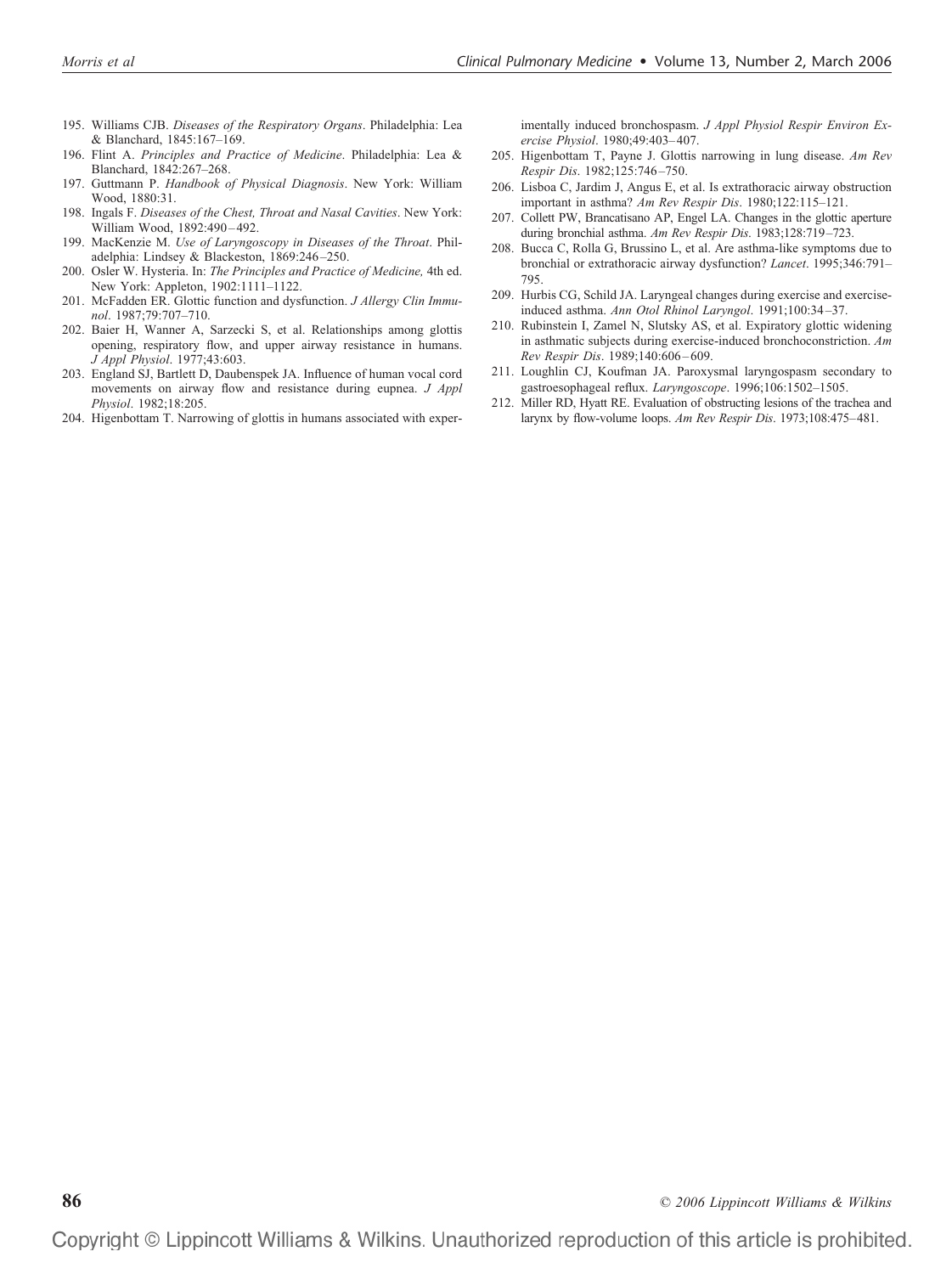195. Williams CJB. *Diseases of the Respiratory Organs*. Philadelphia: Lea & Blanchard, 1845:167–169.
196. Flint A. *Principles and Practice of Medicine*. Philadelphia: Lea & Blanchard, 1842:267–268.
197. Guttmann P. *Handbook of Physical Diagnosis*. New York: William Wood, 1880:31.
198. Ingals F. *Diseases of the Chest, Throat and Nasal Cavities*. New York: William Wood, 1892:490–492.
199. MacKenzie M. *Use of Laryngoscopy in Diseases of the Throat*. Philadelphia: Lindsey & Blackeston, 1869:246–250.
200. Osler W. Hysteria. In: *The Principles and Practice of Medicine,* 4th ed. New York: Appleton, 1902:1111–1122.
201. McFadden ER. Glottic function and dysfunction. *J Allergy Clin Immunol*. 1987;79:707–710.
202. Baier H, Wanner A, Sarzecki S, et al. Relationships among glottis opening, respiratory flow, and upper airway resistance in humans. *J Appl Physiol*. 1977;43:603.
203. England SJ, Bartlett D, Daubenspek JA. Influence of human vocal cord movements on airway flow and resistance during eupnea. *J Appl Physiol*. 1982;18:205.
204. Higenbottam T. Narrowing of glottis in humans associated with experimentally induced bronchospasm. *J Appl Physiol Respir Environ Exercise Physiol*. 1980;49:403–407.
205. Higenbottam T, Payne J. Glottis narrowing in lung disease. *Am Rev Respir Dis*. 1982;125:746–750.
206. Lisboa C, Jardim J, Angus E, et al. Is extrathoracic airway obstruction important in asthma? *Am Rev Respir Dis*. 1980;122:115–121.
207. Collett PW, Brancatisano AP, Engel LA. Changes in the glottic aperture during bronchial asthma. *Am Rev Respir Dis*. 1983;128:719–723.
208. Bucca C, Rolla G, Brussino L, et al. Are asthma-like symptoms due to bronchial or extrathoracic airway dysfunction? *Lancet*. 1995;346:791–795.
209. Hurbis CG, Schild JA. Laryngeal changes during exercise and exercise-induced asthma. *Ann Otol Rhinol Laryngol*. 1991;100:34–37.
210. Rubinstein I, Zamel N, Slutsky AS, et al. Expiratory glottic widening in asthmatic subjects during exercise-induced bronchoconstriction. *Am Rev Respir Dis*. 1989;140:606–609.
211. Loughlin CJ, Koufman JA. Paroxysmal laryngospasm secondary to gastroesophageal reflux. *Laryngoscope*. 1996;106:1502–1505.
212. Miller RD, Hyatt RE. Evaluation of obstructing lesions of the trachea and larynx by flow-volume loops. *Am Rev Respir Dis*. 1973;108:475–481.